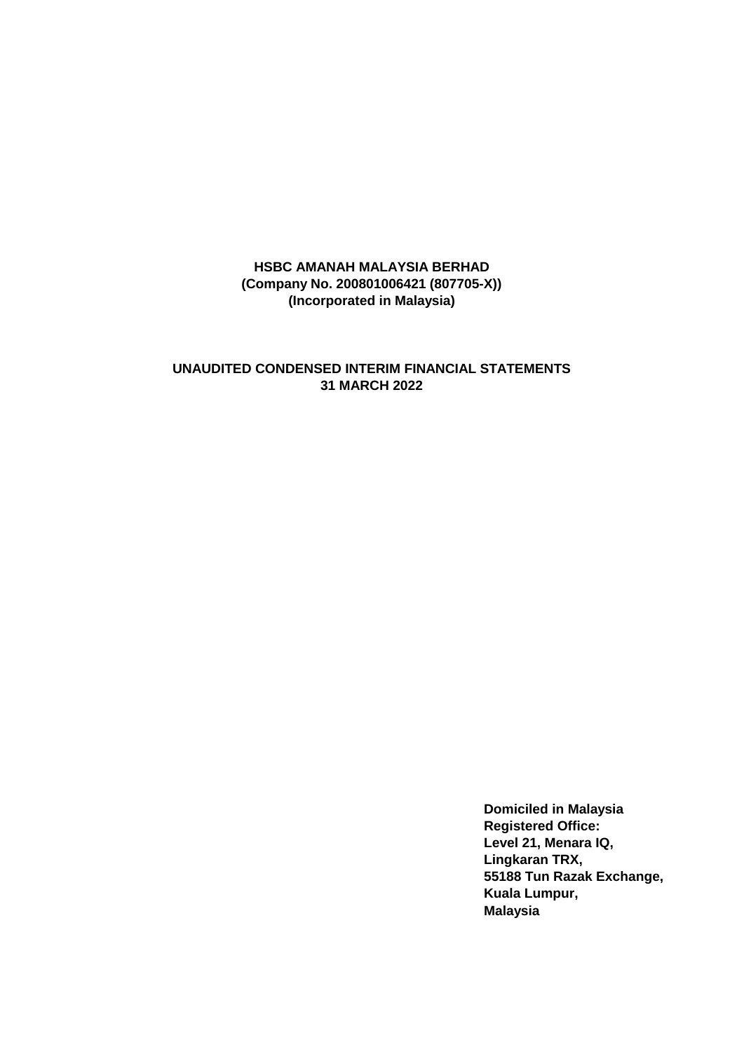**HSBC AMANAH MALAYSIA BERHAD**
**(Company No. 200801006421 (807705-X))**
**(Incorporated in Malaysia)**

**UNAUDITED CONDENSED INTERIM FINANCIAL STATEMENTS**
**31 MARCH 2022**

**Domiciled in Malaysia**
**Registered Office:**
**Level 21, Menara IQ,**
**Lingkaran TRX,**
**55188 Tun Razak Exchange,**
**Kuala Lumpur,**
**Malaysia**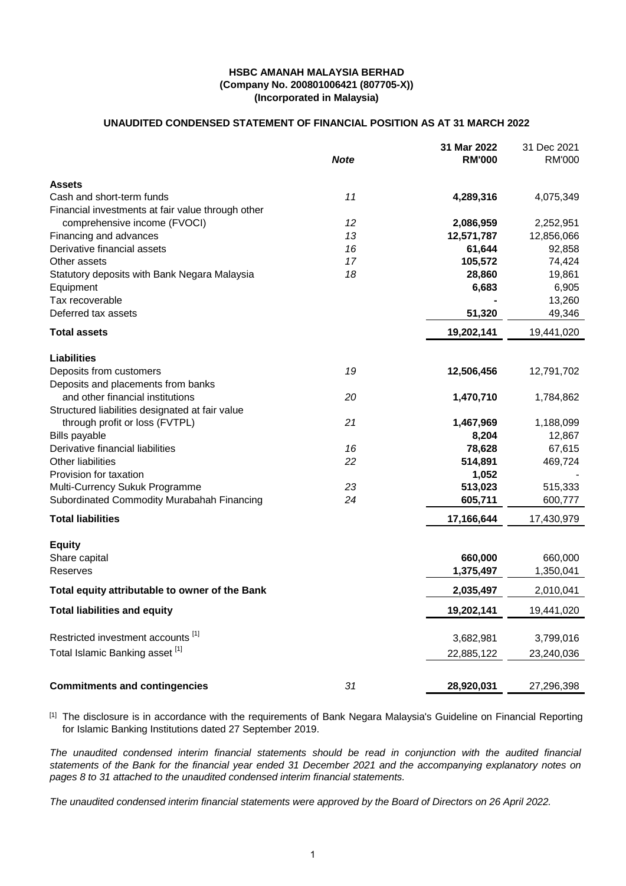**HSBC AMANAH MALAYSIA BERHAD**
**(Company No. 200801006421 (807705-X))**
**(Incorporated in Malaysia)**

## UNAUDITED CONDENSED STATEMENT OF FINANCIAL POSITION AS AT 31 MARCH 2022

| | *Note* | **31 Mar 2022 RM'000** | 31 Dec 2021 RM'000 |
|---|---|---|---|
| **Assets** | | | |
| Cash and short-term funds | *11* | **4,289,316** | 4,075,349 |
| Financial investments at fair value through other comprehensive income (FVOCI) | *12* | **2,086,959** | 2,252,951 |
| Financing and advances | *13* | **12,571,787** | 12,856,066 |
| Derivative financial assets | *16* | **61,644** | 92,858 |
| Other assets | *17* | **105,572** | 74,424 |
| Statutory deposits with Bank Negara Malaysia | *18* | **28,860** | 19,861 |
| Equipment | | **6,683** | 6,905 |
| Tax recoverable | | **-** | 13,260 |
| Deferred tax assets | | **51,320** | 49,346 |
| **Total assets** | | **19,202,141** | 19,441,020 |
| **Liabilities** | | | |
| Deposits from customers | *19* | **12,506,456** | 12,791,702 |
| Deposits and placements from banks and other financial institutions | *20* | **1,470,710** | 1,784,862 |
| Structured liabilities designated at fair value through profit or loss (FVTPL) | *21* | **1,467,969** | 1,188,099 |
| Bills payable | | **8,204** | 12,867 |
| Derivative financial liabilities | *16* | **78,628** | 67,615 |
| Other liabilities | *22* | **514,891** | 469,724 |
| Provision for taxation | | **1,052** | - |
| Multi-Currency Sukuk Programme | *23* | **513,023** | 515,333 |
| Subordinated Commodity Murabahah Financing | *24* | **605,711** | 600,777 |
| **Total liabilities** | | **17,166,644** | 17,430,979 |
| **Equity** | | | |
| Share capital | | **660,000** | 660,000 |
| Reserves | | **1,375,497** | 1,350,041 |
| **Total equity attributable to owner of the Bank** | | **2,035,497** | 2,010,041 |
| **Total liabilities and equity** | | **19,202,141** | 19,441,020 |
| Restricted investment accounts [1] | | 3,682,981 | 3,799,016 |
| Total Islamic Banking asset [1] | | 22,885,122 | 23,240,036 |
| **Commitments and contingencies** | *31* | **28,920,031** | 27,296,398 |

[1] The disclosure is in accordance with the requirements of Bank Negara Malaysia's Guideline on Financial Reporting for Islamic Banking Institutions dated 27 September 2019.

*The unaudited condensed interim financial statements should be read in conjunction with the audited financial statements of the Bank for the financial year ended 31 December 2021 and the accompanying explanatory notes on pages 8 to 31 attached to the unaudited condensed interim financial statements.*

*The unaudited condensed interim financial statements were approved by the Board of Directors on 26 April 2022.*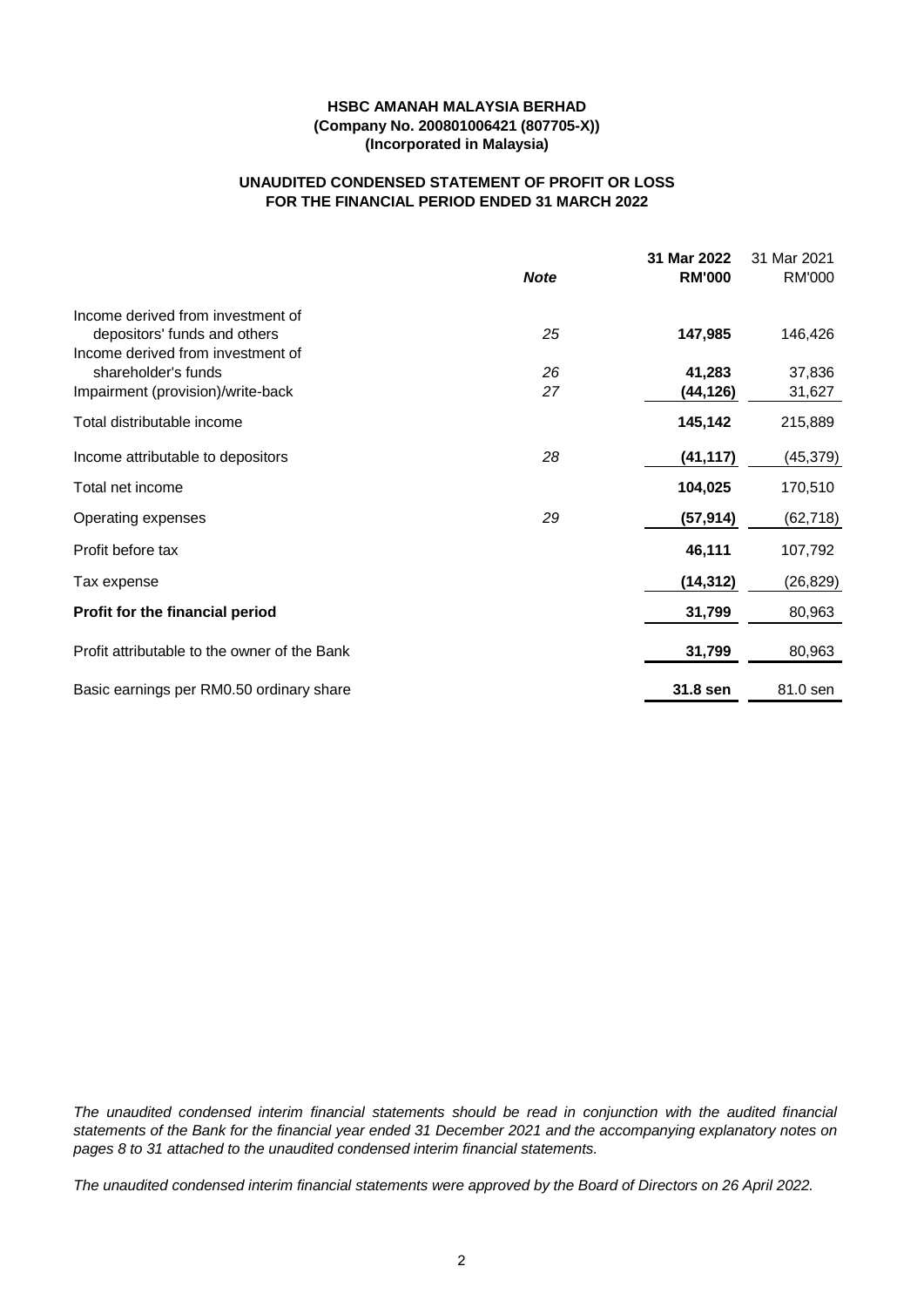**HSBC AMANAH MALAYSIA BERHAD**
**(Company No. 200801006421 (807705-X))**
**(Incorporated in Malaysia)**

## UNAUDITED CONDENSED STATEMENT OF PROFIT OR LOSS FOR THE FINANCIAL PERIOD ENDED 31 MARCH 2022

| | *Note* | **31 Mar 2022 RM'000** | 31 Mar 2021 RM'000 |
|---|---|---|---|
| Income derived from investment of depositors' funds and others | *25* | **147,985** | 146,426 |
| Income derived from investment of shareholder's funds | *26* | **41,283** | 37,836 |
| Impairment (provision)/write-back | *27* | **(44,126)** | 31,627 |
| Total distributable income | | **145,142** | 215,889 |
| Income attributable to depositors | *28* | **(41,117)** | (45,379) |
| Total net income | | **104,025** | 170,510 |
| Operating expenses | *29* | **(57,914)** | (62,718) |
| Profit before tax | | **46,111** | 107,792 |
| Tax expense | | **(14,312)** | (26,829) |
| **Profit for the financial period** | | **31,799** | 80,963 |
| Profit attributable to the owner of the Bank | | **31,799** | 80,963 |
| Basic earnings per RM0.50 ordinary share | | **31.8 sen** | 81.0 sen |

*The unaudited condensed interim financial statements should be read in conjunction with the audited financial statements of the Bank for the financial year ended 31 December 2021 and the accompanying explanatory notes on pages 8 to 31 attached to the unaudited condensed interim financial statements.*

*The unaudited condensed interim financial statements were approved by the Board of Directors on 26 April 2022.*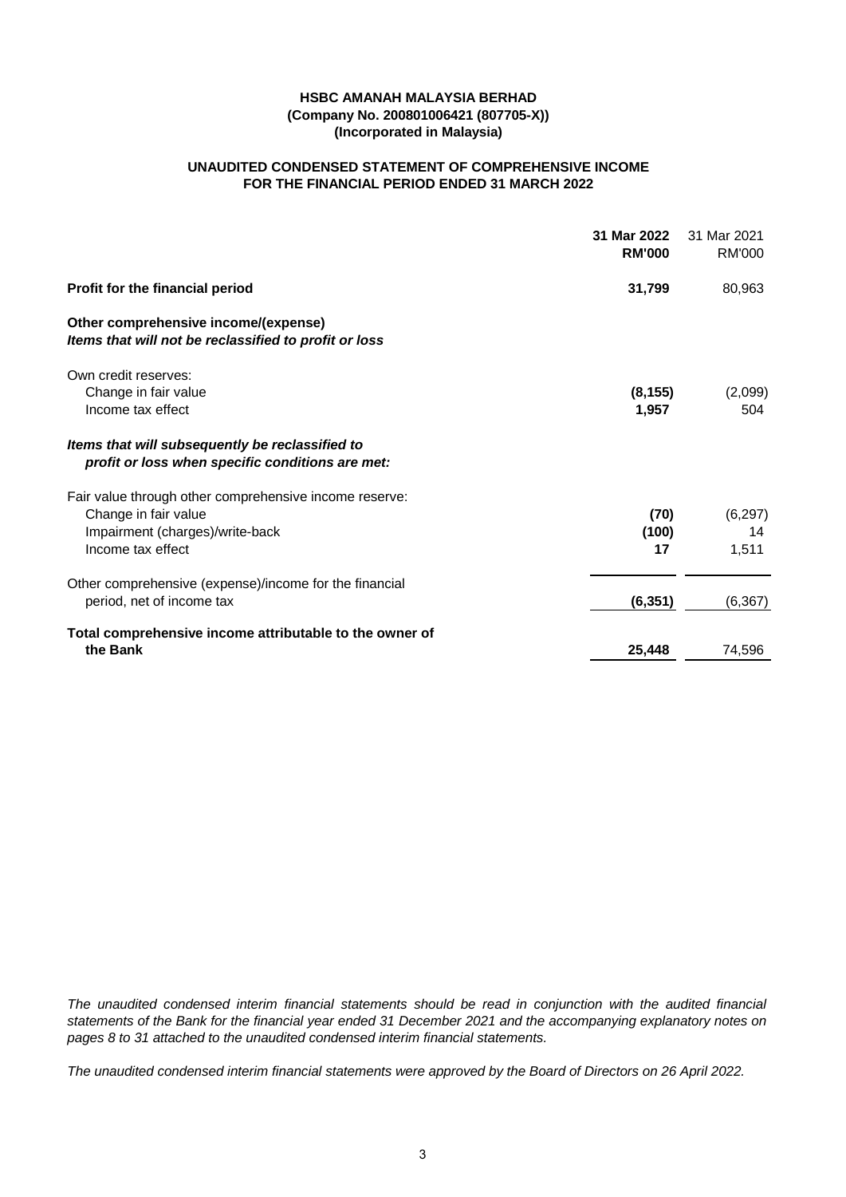**HSBC AMANAH MALAYSIA BERHAD**
**(Company No. 200801006421 (807705-X))**
**(Incorporated in Malaysia)**

## UNAUDITED CONDENSED STATEMENT OF COMPREHENSIVE INCOME FOR THE FINANCIAL PERIOD ENDED 31 MARCH 2022

| | **31 Mar 2022 RM'000** | 31 Mar 2021 RM'000 |
|---|---|---|
| **Profit for the financial period** | **31,799** | 80,963 |
| **Other comprehensive income/(expense)** | | |
| ***Items that will not be reclassified to profit or loss*** | | |
| Own credit reserves: | | |
| Change in fair value | **(8,155)** | (2,099) |
| Income tax effect | **1,957** | 504 |
| ***Items that will subsequently be reclassified to profit or loss when specific conditions are met:*** | | |
| Fair value through other comprehensive income reserve: | | |
| Change in fair value | **(70)** | (6,297) |
| Impairment (charges)/write-back | **(100)** | 14 |
| Income tax effect | **17** | 1,511 |
| Other comprehensive (expense)/income for the financial period, net of income tax | **(6,351)** | (6,367) |
| **Total comprehensive income attributable to the owner of the Bank** | **25,448** | 74,596 |

*The unaudited condensed interim financial statements should be read in conjunction with the audited financial statements of the Bank for the financial year ended 31 December 2021 and the accompanying explanatory notes on pages 8 to 31 attached to the unaudited condensed interim financial statements.*

*The unaudited condensed interim financial statements were approved by the Board of Directors on 26 April 2022.*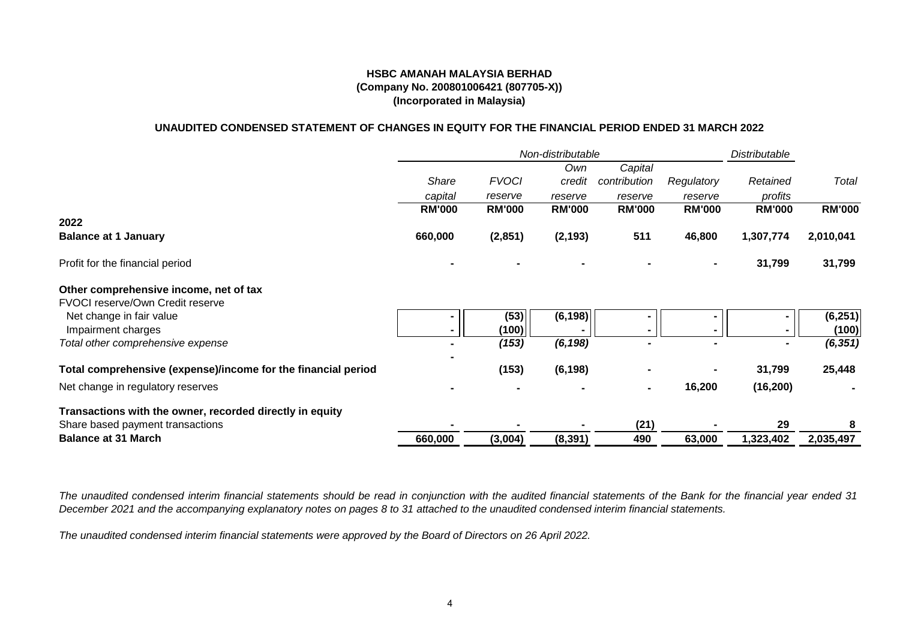**HSBC AMANAH MALAYSIA BERHAD**
**(Company No. 200801006421 (807705-X))**
**(Incorporated in Malaysia)**

**UNAUDITED CONDENSED STATEMENT OF CHANGES IN EQUITY FOR THE FINANCIAL PERIOD ENDED 31 MARCH 2022**

| | *Non-distributable* | | | | | *Distributable* | |
|---|---|---|---|---|---|---|---|
| | *Share capital* | *FVOCI reserve* | *Own credit reserve* | *Capital contribution reserve* | *Regulatory reserve* | *Retained profits* | *Total* |
| | **RM'000** | **RM'000** | **RM'000** | **RM'000** | **RM'000** | **RM'000** | **RM'000** |
| **2022** | | | | | | | |
| **Balance at 1 January** | **660,000** | **(2,851)** | **(2,193)** | **511** | **46,800** | **1,307,774** | **2,010,041** |
| Profit for the financial period | - | - | - | - | - | **31,799** | **31,799** |
| **Other comprehensive income, net of tax** | | | | | | | |
| FVOCI reserve/Own Credit reserve | | | | | | | |
| Net change in fair value | - | (53) | (6,198) | - | - | - | (6,251) |
| Impairment charges | - | (100) | - | - | - | - | (100) |
| *Total other comprehensive expense* | - | *(153)* | *(6,198)* | - | - | - | *(6,351)* |
| **Total comprehensive (expense)/income for the financial period** | - | **(153)** | **(6,198)** | - | - | **31,799** | **25,448** |
| Net change in regulatory reserves | - | - | - | - | **16,200** | **(16,200)** | - |
| **Transactions with the owner, recorded directly in equity** | | | | | | | |
| Share based payment transactions | - | - | - | **(21)** | - | **29** | **8** |
| **Balance at 31 March** | **660,000** | **(3,004)** | **(8,391)** | **490** | **63,000** | **1,323,402** | **2,035,497** |

*The unaudited condensed interim financial statements should be read in conjunction with the audited financial statements of the Bank for the financial year ended 31 December 2021 and the accompanying explanatory notes on pages 8 to 31 attached to the unaudited condensed interim financial statements.*

*The unaudited condensed interim financial statements were approved by the Board of Directors on 26 April 2022.*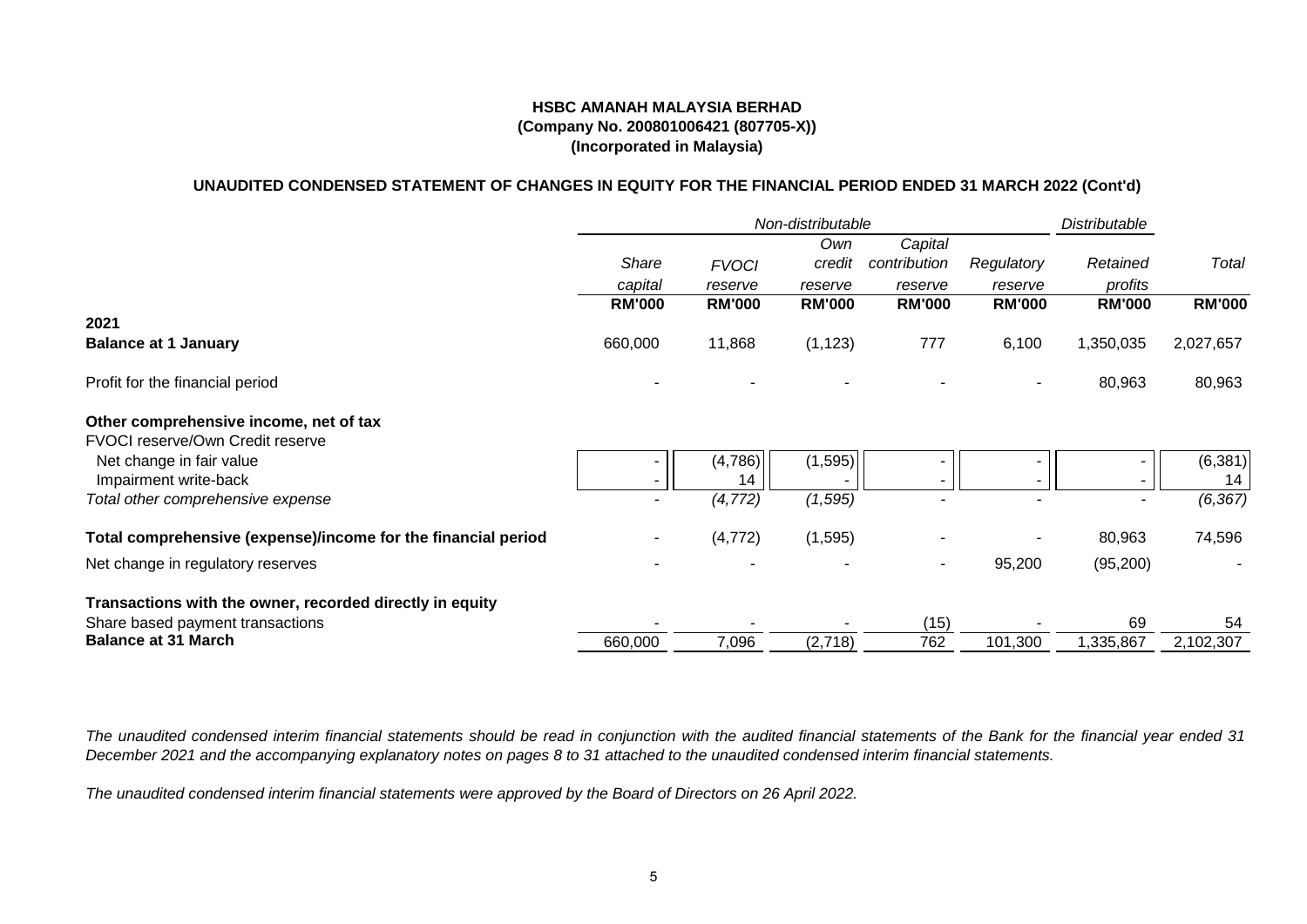**HSBC AMANAH MALAYSIA BERHAD**
**(Company No. 200801006421 (807705-X))**
**(Incorporated in Malaysia)**

**UNAUDITED CONDENSED STATEMENT OF CHANGES IN EQUITY FOR THE FINANCIAL PERIOD ENDED 31 MARCH 2022 (Cont'd)**

| | *Non-distributable* | | | | | *Distributable* | |
|---|---|---|---|---|---|---|---|
| | *Share capital* | *FVOCI reserve* | *Own credit reserve* | *Capital contribution reserve* | *Regulatory reserve* | *Retained profits* | *Total* |
| | **RM'000** | **RM'000** | **RM'000** | **RM'000** | **RM'000** | **RM'000** | **RM'000** |
| **2021** | | | | | | | |
| **Balance at 1 January** | 660,000 | 11,868 | (1,123) | 777 | 6,100 | 1,350,035 | 2,027,657 |
| Profit for the financial period | - | - | - | - | - | 80,963 | 80,963 |
| **Other comprehensive income, net of tax** | | | | | | | |
| FVOCI reserve/Own Credit reserve | | | | | | | |
| Net change in fair value | - | (4,786) | (1,595) | - | - | - | (6,381) |
| Impairment write-back | - | 14 | - | - | - | - | 14 |
| *Total other comprehensive expense* | - | *(4,772)* | *(1,595)* | - | - | - | *(6,367)* |
| **Total comprehensive (expense)/income for the financial period** | - | (4,772) | (1,595) | - | - | 80,963 | 74,596 |
| Net change in regulatory reserves | - | - | - | - | 95,200 | (95,200) | - |
| **Transactions with the owner, recorded directly in equity** | | | | | | | |
| Share based payment transactions | - | - | - | (15) | - | 69 | 54 |
| **Balance at 31 March** | 660,000 | 7,096 | (2,718) | 762 | 101,300 | 1,335,867 | 2,102,307 |

*The unaudited condensed interim financial statements should be read in conjunction with the audited financial statements of the Bank for the financial year ended 31 December 2021 and the accompanying explanatory notes on pages 8 to 31 attached to the unaudited condensed interim financial statements.*

*The unaudited condensed interim financial statements were approved by the Board of Directors on 26 April 2022.*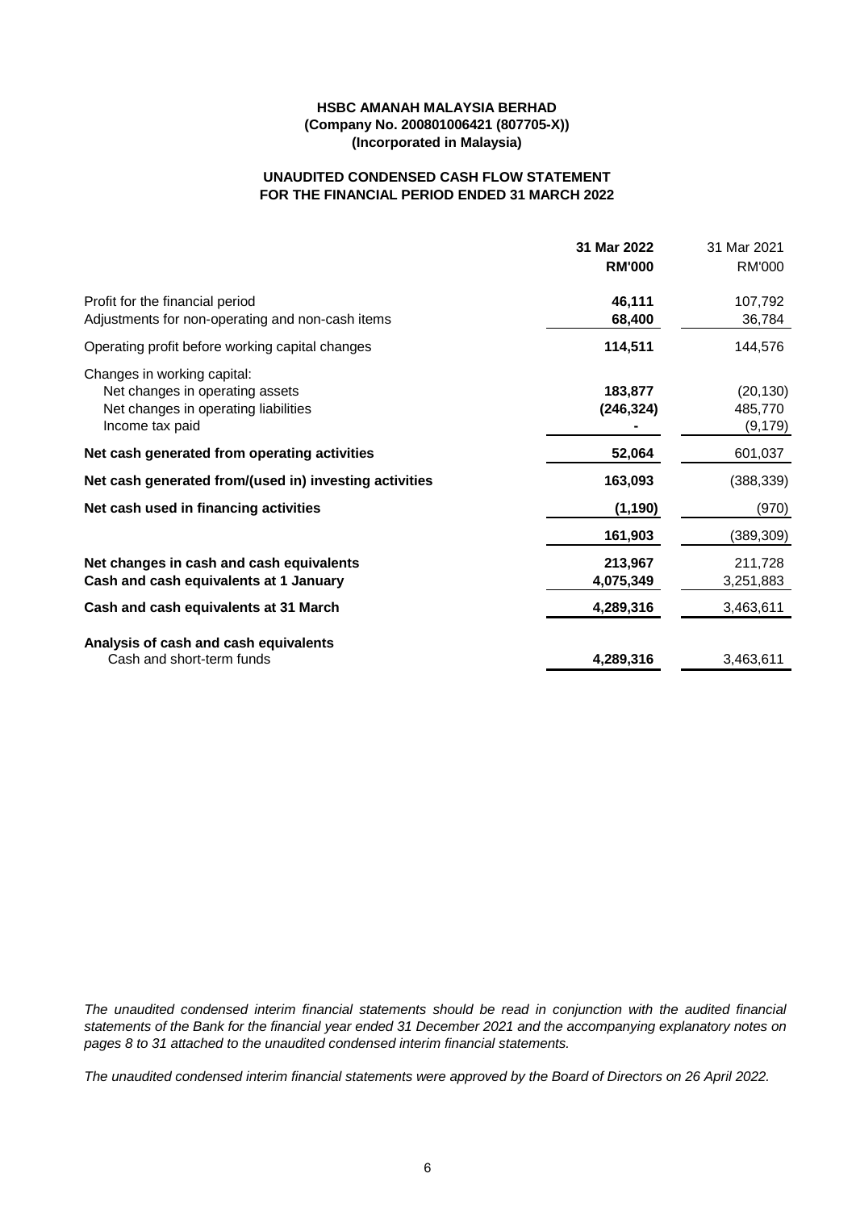**HSBC AMANAH MALAYSIA BERHAD**
**(Company No. 200801006421 (807705-X))**
**(Incorporated in Malaysia)**

## UNAUDITED CONDENSED CASH FLOW STATEMENT
## FOR THE FINANCIAL PERIOD ENDED 31 MARCH 2022

| | **31 Mar 2022** | 31 Mar 2021 |
|---|---|---|
| | **RM'000** | RM'000 |
| Profit for the financial period | **46,111** | 107,792 |
| Adjustments for non-operating and non-cash items | **68,400** | 36,784 |
| Operating profit before working capital changes | **114,511** | 144,576 |
| Changes in working capital: | | |
| Net changes in operating assets | **183,877** | (20,130) |
| Net changes in operating liabilities | **(246,324)** | 485,770 |
| Income tax paid | **-** | (9,179) |
| **Net cash generated from operating activities** | **52,064** | 601,037 |
| **Net cash generated from/(used in) investing activities** | **163,093** | (388,339) |
| **Net cash used in financing activities** | **(1,190)** | (970) |
| | **161,903** | (389,309) |
| **Net changes in cash and cash equivalents** | **213,967** | 211,728 |
| **Cash and cash equivalents at 1 January** | **4,075,349** | 3,251,883 |
| **Cash and cash equivalents at 31 March** | **4,289,316** | 3,463,611 |
| **Analysis of cash and cash equivalents** | | |
| Cash and short-term funds | **4,289,316** | 3,463,611 |

*The unaudited condensed interim financial statements should be read in conjunction with the audited financial statements of the Bank for the financial year ended 31 December 2021 and the accompanying explanatory notes on pages 8 to 31 attached to the unaudited condensed interim financial statements.*

*The unaudited condensed interim financial statements were approved by the Board of Directors on 26 April 2022.*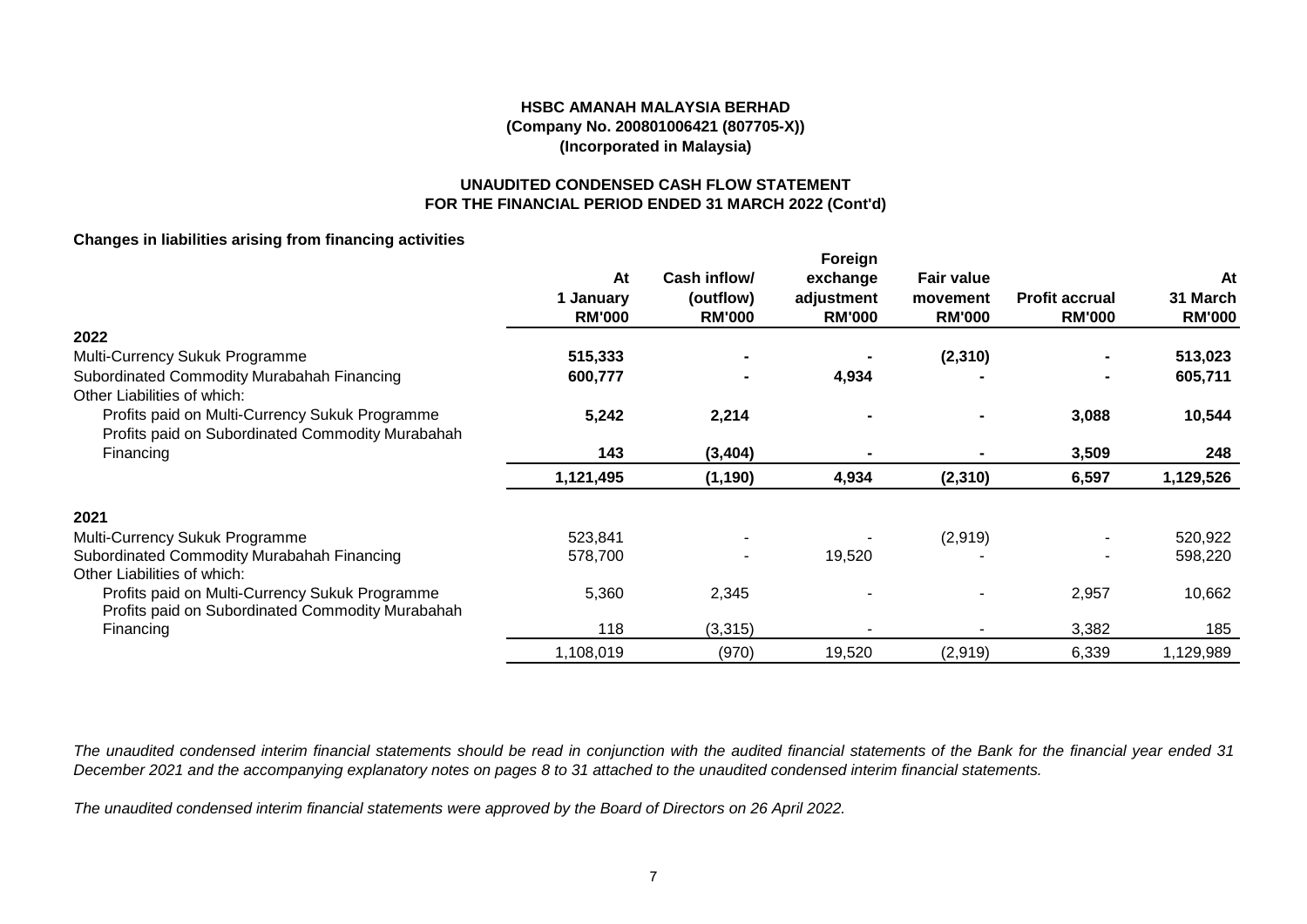**HSBC AMANAH MALAYSIA BERHAD**
**(Company No. 200801006421 (807705-X))**
**(Incorporated in Malaysia)**

**UNAUDITED CONDENSED CASH FLOW STATEMENT**
**FOR THE FINANCIAL PERIOD ENDED 31 MARCH 2022 (Cont'd)**

**Changes in liabilities arising from financing activities**

| | At 1 January RM'000 | Cash inflow/ (outflow) RM'000 | Foreign exchange adjustment RM'000 | Fair value movement RM'000 | Profit accrual RM'000 | At 31 March RM'000 |
|---|---|---|---|---|---|---|
| **2022** | | | | | | |
| Multi-Currency Sukuk Programme | **515,333** | **-** | **-** | **(2,310)** | **-** | **513,023** |
| Subordinated Commodity Murabahah Financing | **600,777** | **-** | **4,934** | **-** | **-** | **605,711** |
| Other Liabilities of which: | | | | | | |
| Profits paid on Multi-Currency Sukuk Programme | **5,242** | **2,214** | **-** | **-** | **3,088** | **10,544** |
| Profits paid on Subordinated Commodity Murabahah Financing | **143** | **(3,404)** | **-** | **-** | **3,509** | **248** |
| | **1,121,495** | **(1,190)** | **4,934** | **(2,310)** | **6,597** | **1,129,526** |
| **2021** | | | | | | |
| Multi-Currency Sukuk Programme | 523,841 | - | - | (2,919) | - | 520,922 |
| Subordinated Commodity Murabahah Financing | 578,700 | - | 19,520 | - | - | 598,220 |
| Other Liabilities of which: | | | | | | |
| Profits paid on Multi-Currency Sukuk Programme | 5,360 | 2,345 | - | - | 2,957 | 10,662 |
| Profits paid on Subordinated Commodity Murabahah Financing | 118 | (3,315) | - | - | 3,382 | 185 |
| | 1,108,019 | (970) | 19,520 | (2,919) | 6,339 | 1,129,989 |

*The unaudited condensed interim financial statements should be read in conjunction with the audited financial statements of the Bank for the financial year ended 31 December 2021 and the accompanying explanatory notes on pages 8 to 31 attached to the unaudited condensed interim financial statements.*

*The unaudited condensed interim financial statements were approved by the Board of Directors on 26 April 2022.*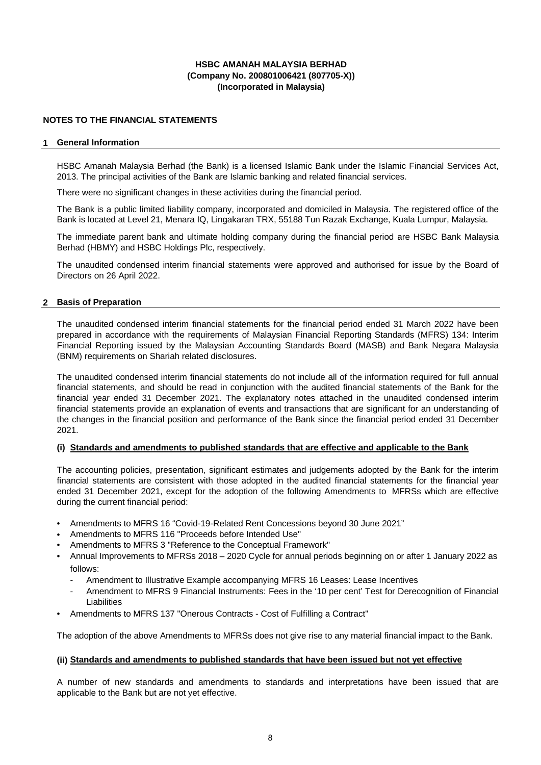**HSBC AMANAH MALAYSIA BERHAD**
**(Company No. 200801006421 (807705-X))**
**(Incorporated in Malaysia)**

## NOTES TO THE FINANCIAL STATEMENTS

### 1 General Information

HSBC Amanah Malaysia Berhad (the Bank) is a licensed Islamic Bank under the Islamic Financial Services Act, 2013. The principal activities of the Bank are Islamic banking and related financial services.

There were no significant changes in these activities during the financial period.

The Bank is a public limited liability company, incorporated and domiciled in Malaysia. The registered office of the Bank is located at Level 21, Menara IQ, Lingakaran TRX, 55188 Tun Razak Exchange, Kuala Lumpur, Malaysia.

The immediate parent bank and ultimate holding company during the financial period are HSBC Bank Malaysia Berhad (HBMY) and HSBC Holdings Plc, respectively.

The unaudited condensed interim financial statements were approved and authorised for issue by the Board of Directors on 26 April 2022.

### 2 Basis of Preparation

The unaudited condensed interim financial statements for the financial period ended 31 March 2022 have been prepared in accordance with the requirements of Malaysian Financial Reporting Standards (MFRS) 134: Interim Financial Reporting issued by the Malaysian Accounting Standards Board (MASB) and Bank Negara Malaysia (BNM) requirements on Shariah related disclosures.

The unaudited condensed interim financial statements do not include all of the information required for full annual financial statements, and should be read in conjunction with the audited financial statements of the Bank for the financial year ended 31 December 2021. The explanatory notes attached in the unaudited condensed interim financial statements provide an explanation of events and transactions that are significant for an understanding of the changes in the financial position and performance of the Bank since the financial period ended 31 December 2021.

#### (i) Standards and amendments to published standards that are effective and applicable to the Bank

The accounting policies, presentation, significant estimates and judgements adopted by the Bank for the interim financial statements are consistent with those adopted in the audited financial statements for the financial year ended 31 December 2021, except for the adoption of the following Amendments to MFRSs which are effective during the current financial period:

- Amendments to MFRS 16 "Covid-19-Related Rent Concessions beyond 30 June 2021"
- Amendments to MFRS 116 "Proceeds before Intended Use"
- Amendments to MFRS 3 "Reference to the Conceptual Framework"
- Annual Improvements to MFRSs 2018 – 2020 Cycle for annual periods beginning on or after 1 January 2022 as follows:
  - Amendment to Illustrative Example accompanying MFRS 16 Leases: Lease Incentives
  - Amendment to MFRS 9 Financial Instruments: Fees in the '10 per cent' Test for Derecognition of Financial Liabilities
- Amendments to MFRS 137 "Onerous Contracts - Cost of Fulfilling a Contract"

The adoption of the above Amendments to MFRSs does not give rise to any material financial impact to the Bank.

#### (ii) Standards and amendments to published standards that have been issued but not yet effective

A number of new standards and amendments to standards and interpretations have been issued that are applicable to the Bank but are not yet effective.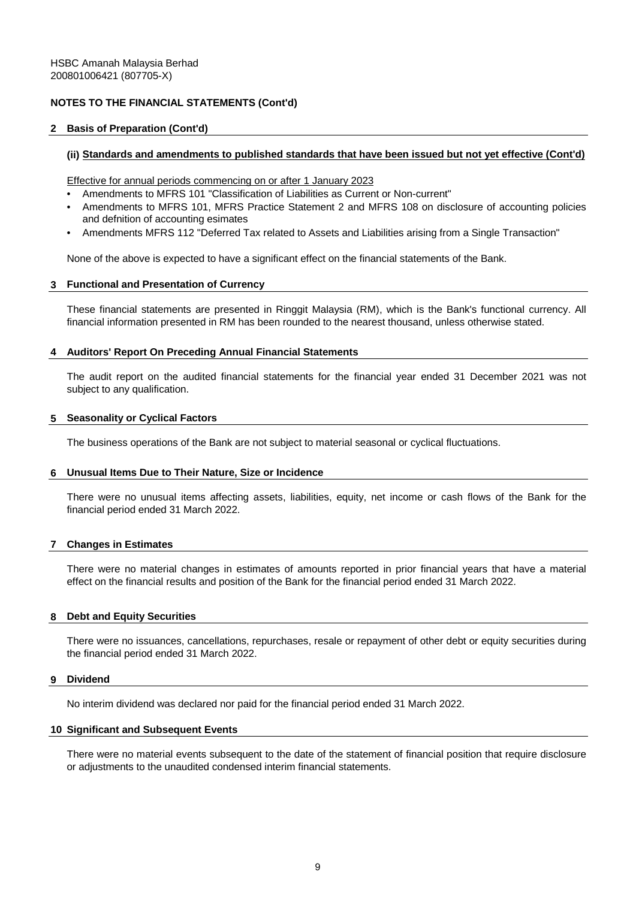HSBC Amanah Malaysia Berhad
200801006421 (807705-X)

**NOTES TO THE FINANCIAL STATEMENTS (Cont'd)**

## 2 Basis of Preparation (Cont'd)

### (ii) Standards and amendments to published standards that have been issued but not yet effective (Cont'd)

Effective for annual periods commencing on or after 1 January 2023

- Amendments to MFRS 101 "Classification of Liabilities as Current or Non-current"
- Amendments to MFRS 101, MFRS Practice Statement 2 and MFRS 108 on disclosure of accounting policies and defnition of accounting esimates
- Amendments MFRS 112 "Deferred Tax related to Assets and Liabilities arising from a Single Transaction"

None of the above is expected to have a significant effect on the financial statements of the Bank.

## 3 Functional and Presentation of Currency

These financial statements are presented in Ringgit Malaysia (RM), which is the Bank's functional currency. All financial information presented in RM has been rounded to the nearest thousand, unless otherwise stated.

## 4 Auditors' Report On Preceding Annual Financial Statements

The audit report on the audited financial statements for the financial year ended 31 December 2021 was not subject to any qualification.

## 5 Seasonality or Cyclical Factors

The business operations of the Bank are not subject to material seasonal or cyclical fluctuations.

## 6 Unusual Items Due to Their Nature, Size or Incidence

There were no unusual items affecting assets, liabilities, equity, net income or cash flows of the Bank for the financial period ended 31 March 2022.

## 7 Changes in Estimates

There were no material changes in estimates of amounts reported in prior financial years that have a material effect on the financial results and position of the Bank for the financial period ended 31 March 2022.

## 8 Debt and Equity Securities

There were no issuances, cancellations, repurchases, resale or repayment of other debt or equity securities during the financial period ended 31 March 2022.

## 9 Dividend

No interim dividend was declared nor paid for the financial period ended 31 March 2022.

## 10 Significant and Subsequent Events

There were no material events subsequent to the date of the statement of financial position that require disclosure or adjustments to the unaudited condensed interim financial statements.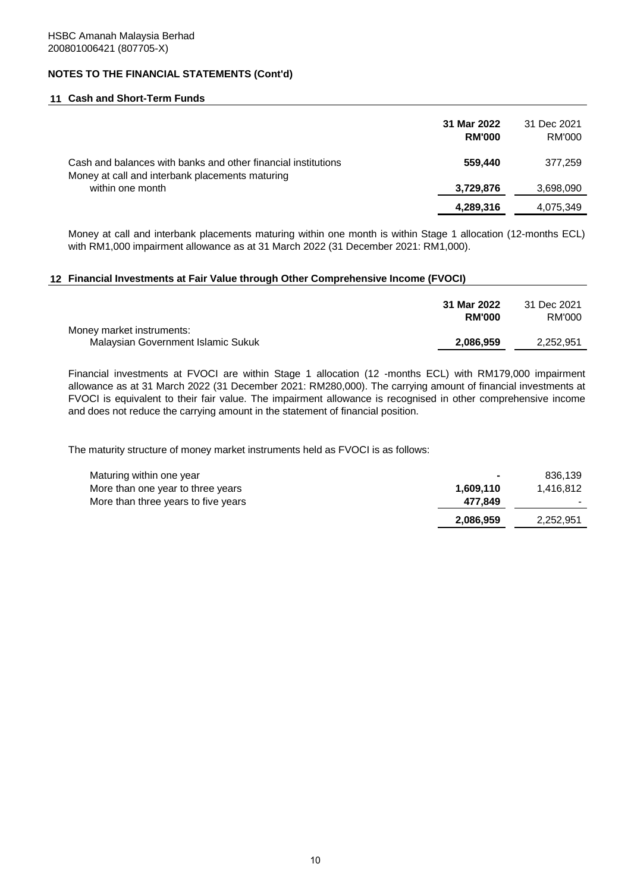HSBC Amanah Malaysia Berhad
200801006421 (807705-X)

**NOTES TO THE FINANCIAL STATEMENTS (Cont'd)**

## 11 Cash and Short-Term Funds

| | **31 Mar 2022 RM'000** | 31 Dec 2021 RM'000 |
|---|---|---|
| Cash and balances with banks and other financial institutions | **559,440** | 377,259 |
| Money at call and interbank placements maturing within one month | **3,729,876** | 3,698,090 |
| | **4,289,316** | 4,075,349 |

Money at call and interbank placements maturing within one month is within Stage 1 allocation (12-months ECL) with RM1,000 impairment allowance as at 31 March 2022 (31 December 2021: RM1,000).

## 12 Financial Investments at Fair Value through Other Comprehensive Income (FVOCI)

| | **31 Mar 2022 RM'000** | 31 Dec 2021 RM'000 |
|---|---|---|
| Money market instruments: | | |
| Malaysian Government Islamic Sukuk | **2,086,959** | 2,252,951 |

Financial investments at FVOCI are within Stage 1 allocation (12 -months ECL) with RM179,000 impairment allowance as at 31 March 2022 (31 December 2021: RM280,000). The carrying amount of financial investments at FVOCI is equivalent to their fair value. The impairment allowance is recognised in other comprehensive income and does not reduce the carrying amount in the statement of financial position.

The maturity structure of money market instruments held as FVOCI is as follows:

| | **31 Mar 2022 RM'000** | 31 Dec 2021 RM'000 |
|---|---|---|
| Maturing within one year | **-** | 836,139 |
| More than one year to three years | **1,609,110** | 1,416,812 |
| More than three years to five years | **477,849** | - |
| | **2,086,959** | 2,252,951 |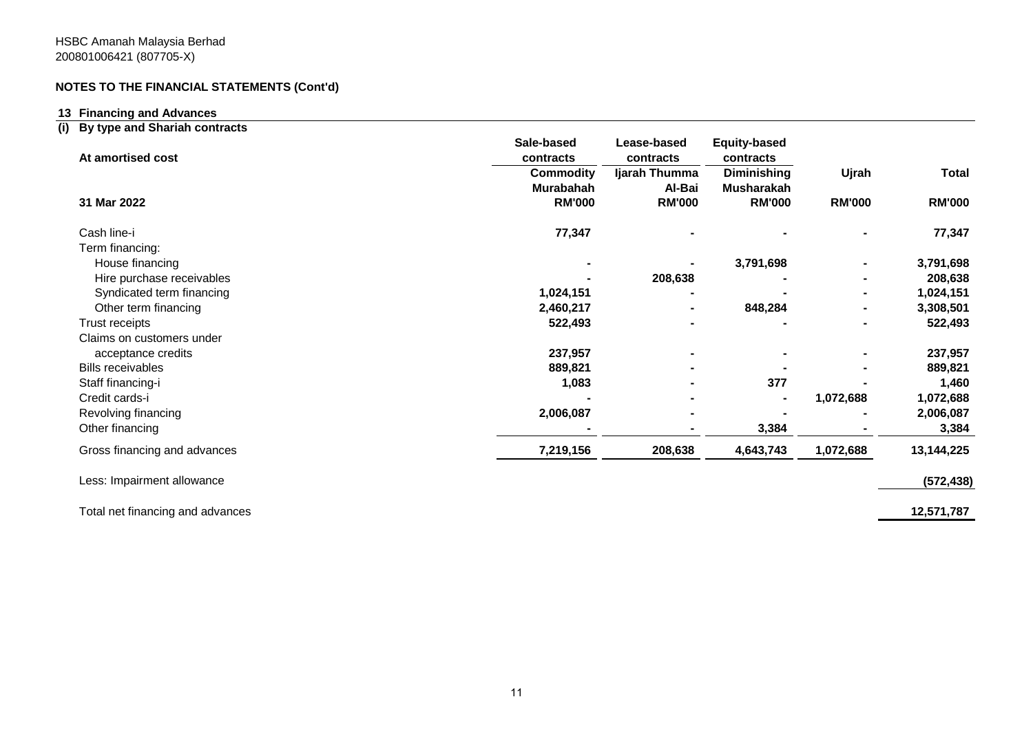HSBC Amanah Malaysia Berhad
200801006421 (807705-X)

**NOTES TO THE FINANCIAL STATEMENTS (Cont'd)**

**13 Financing and Advances**

**(i) By type and Shariah contracts**

| At amortised cost | Sale-based contracts | Lease-based contracts | Equity-based contracts | | |
|---|---|---|---|---|---|
| | **Commodity Murabahah** | **Ijarah Thumma Al-Bai** | **Diminishing Musharakah** | **Ujrah** | **Total** |
| **31 Mar 2022** | **RM'000** | **RM'000** | **RM'000** | **RM'000** | **RM'000** |
| Cash line-i | 77,347 | - | - | - | 77,347 |
| Term financing: | | | | | |
| House financing | - | - | 3,791,698 | - | 3,791,698 |
| Hire purchase receivables | - | 208,638 | - | - | 208,638 |
| Syndicated term financing | 1,024,151 | - | - | - | 1,024,151 |
| Other term financing | 2,460,217 | - | 848,284 | - | 3,308,501 |
| Trust receipts | 522,493 | - | - | - | 522,493 |
| Claims on customers under acceptance credits | 237,957 | - | - | - | 237,957 |
| Bills receivables | 889,821 | - | - | - | 889,821 |
| Staff financing-i | 1,083 | - | 377 | - | 1,460 |
| Credit cards-i | - | - | - | 1,072,688 | 1,072,688 |
| Revolving financing | 2,006,087 | - | - | - | 2,006,087 |
| Other financing | - | - | 3,384 | - | 3,384 |
| Gross financing and advances | 7,219,156 | 208,638 | 4,643,743 | 1,072,688 | 13,144,225 |
| Less: Impairment allowance | | | | | (572,438) |
| Total net financing and advances | | | | | 12,571,787 |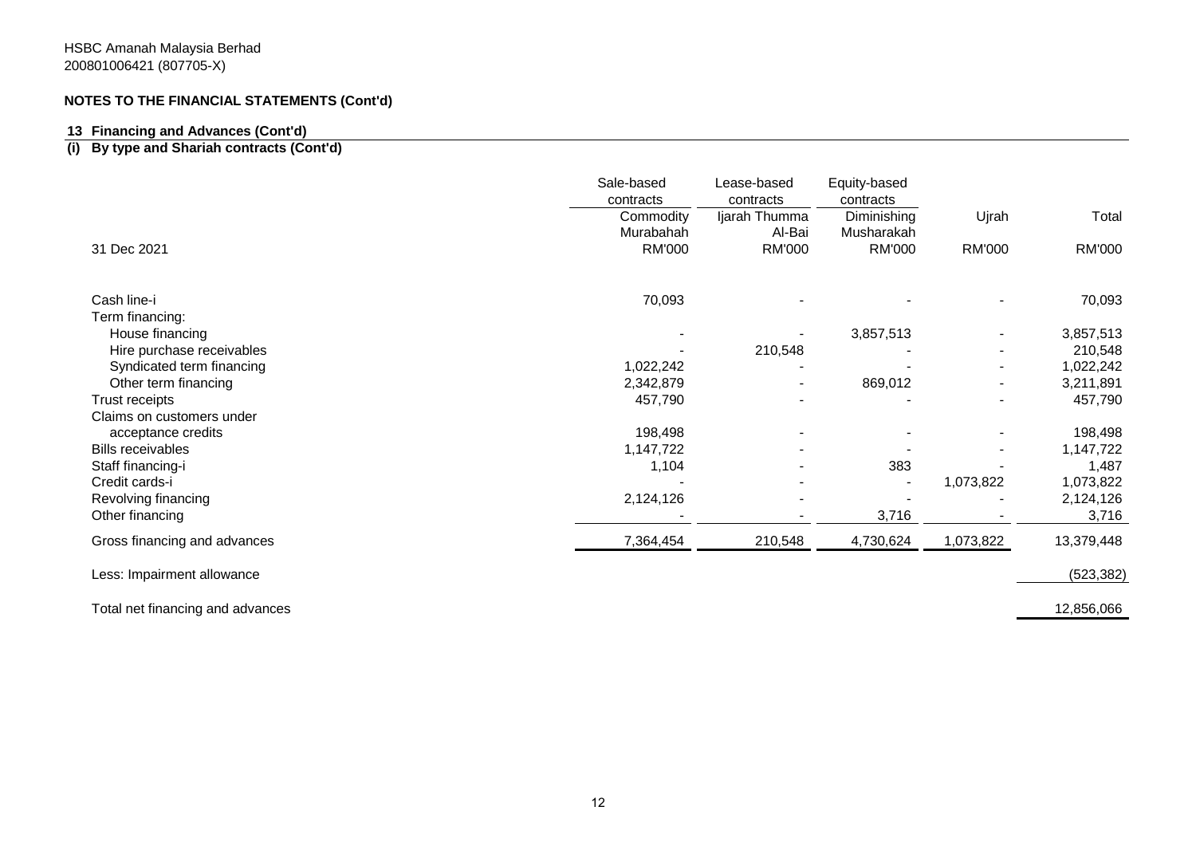HSBC Amanah Malaysia Berhad
200801006421 (807705-X)

**NOTES TO THE FINANCIAL STATEMENTS (Cont'd)**

### 13 Financing and Advances (Cont'd)

### (i) By type and Shariah contracts (Cont'd)

| | Sale-based contracts | Lease-based contracts | Equity-based contracts | | |
|---|---|---|---|---|---|
| | Commodity Murabahah | Ijarah Thumma Al-Bai | Diminishing Musharakah | Ujrah | Total |
| 31 Dec 2021 | RM'000 | RM'000 | RM'000 | RM'000 | RM'000 |
| Cash line-i | 70,093 | - | - | - | 70,093 |
| Term financing: | | | | | |
| House financing | - | - | 3,857,513 | - | 3,857,513 |
| Hire purchase receivables | - | 210,548 | - | - | 210,548 |
| Syndicated term financing | 1,022,242 | - | - | - | 1,022,242 |
| Other term financing | 2,342,879 | - | 869,012 | - | 3,211,891 |
| Trust receipts | 457,790 | - | - | - | 457,790 |
| Claims on customers under acceptance credits | 198,498 | - | - | - | 198,498 |
| Bills receivables | 1,147,722 | - | - | - | 1,147,722 |
| Staff financing-i | 1,104 | - | 383 | - | 1,487 |
| Credit cards-i | - | - | - | 1,073,822 | 1,073,822 |
| Revolving financing | 2,124,126 | - | - | - | 2,124,126 |
| Other financing | - | - | 3,716 | - | 3,716 |
| Gross financing and advances | 7,364,454 | 210,548 | 4,730,624 | 1,073,822 | 13,379,448 |
| Less: Impairment allowance | | | | | (523,382) |
| Total net financing and advances | | | | | 12,856,066 |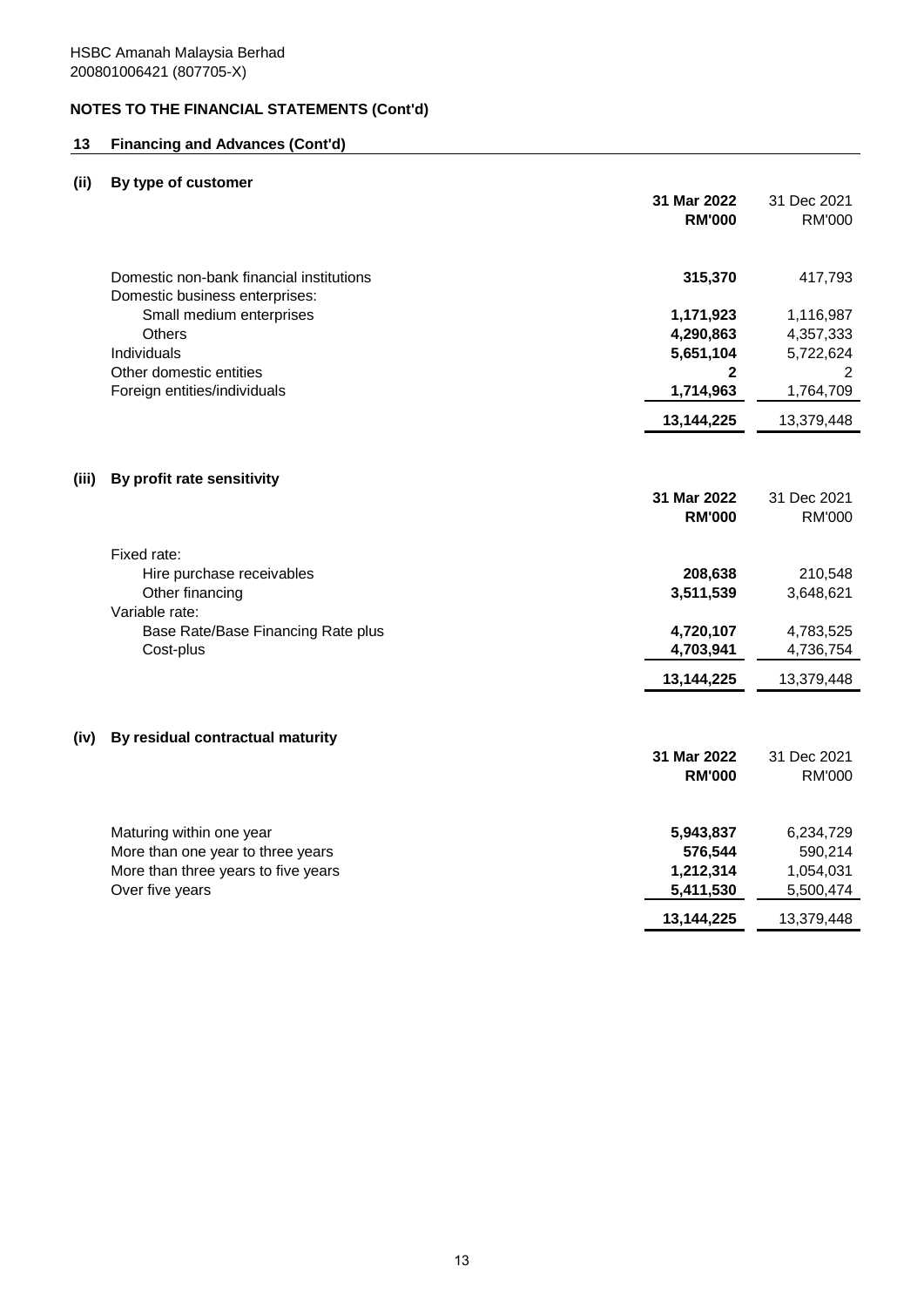HSBC Amanah Malaysia Berhad
200801006421 (807705-X)

**NOTES TO THE FINANCIAL STATEMENTS (Cont'd)**

## 13 Financing and Advances (Cont'd)

### (ii) By type of customer

| | **31 Mar 2022** | 31 Dec 2021 |
|---|---|---|
| | **RM'000** | RM'000 |
| Domestic non-bank financial institutions | **315,370** | 417,793 |
| Domestic business enterprises: | | |
| Small medium enterprises | **1,171,923** | 1,116,987 |
| Others | **4,290,863** | 4,357,333 |
| Individuals | **5,651,104** | 5,722,624 |
| Other domestic entities | **2** | 2 |
| Foreign entities/individuals | **1,714,963** | 1,764,709 |
| | **13,144,225** | 13,379,448 |

### (iii) By profit rate sensitivity

| | **31 Mar 2022** | 31 Dec 2021 |
|---|---|---|
| | **RM'000** | RM'000 |
| Fixed rate: | | |
| Hire purchase receivables | **208,638** | 210,548 |
| Other financing | **3,511,539** | 3,648,621 |
| Variable rate: | | |
| Base Rate/Base Financing Rate plus | **4,720,107** | 4,783,525 |
| Cost-plus | **4,703,941** | 4,736,754 |
| | **13,144,225** | 13,379,448 |

### (iv) By residual contractual maturity

| | **31 Mar 2022** | 31 Dec 2021 |
|---|---|---|
| | **RM'000** | RM'000 |
| Maturing within one year | **5,943,837** | 6,234,729 |
| More than one year to three years | **576,544** | 590,214 |
| More than three years to five years | **1,212,314** | 1,054,031 |
| Over five years | **5,411,530** | 5,500,474 |
| | **13,144,225** | 13,379,448 |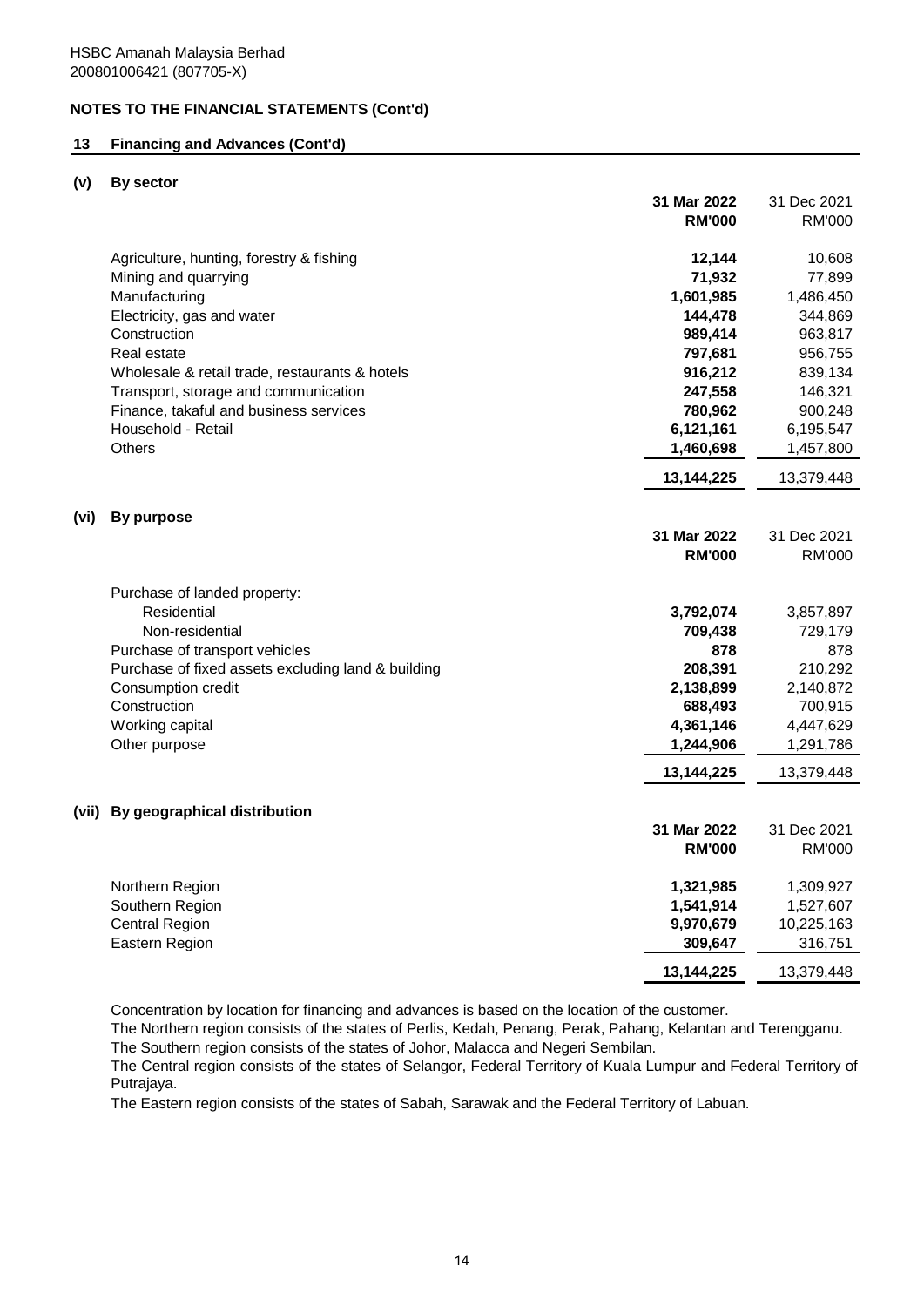HSBC Amanah Malaysia Berhad
200801006421 (807705-X)

**NOTES TO THE FINANCIAL STATEMENTS (Cont'd)**

## 13 Financing and Advances (Cont'd)

### (v) By sector

| | 31 Mar 2022 RM'000 | 31 Dec 2021 RM'000 |
|---|---|---|
| Agriculture, hunting, forestry & fishing | **12,144** | 10,608 |
| Mining and quarrying | **71,932** | 77,899 |
| Manufacturing | **1,601,985** | 1,486,450 |
| Electricity, gas and water | **144,478** | 344,869 |
| Construction | **989,414** | 963,817 |
| Real estate | **797,681** | 956,755 |
| Wholesale & retail trade, restaurants & hotels | **916,212** | 839,134 |
| Transport, storage and communication | **247,558** | 146,321 |
| Finance, takaful and business services | **780,962** | 900,248 |
| Household - Retail | **6,121,161** | 6,195,547 |
| Others | **1,460,698** | 1,457,800 |
| | **13,144,225** | 13,379,448 |

### (vi) By purpose

| | 31 Mar 2022 RM'000 | 31 Dec 2021 RM'000 |
|---|---|---|
| Purchase of landed property: | | |
| Residential | **3,792,074** | 3,857,897 |
| Non-residential | **709,438** | 729,179 |
| Purchase of transport vehicles | **878** | 878 |
| Purchase of fixed assets excluding land & building | **208,391** | 210,292 |
| Consumption credit | **2,138,899** | 2,140,872 |
| Construction | **688,493** | 700,915 |
| Working capital | **4,361,146** | 4,447,629 |
| Other purpose | **1,244,906** | 1,291,786 |
| | **13,144,225** | 13,379,448 |

### (vii) By geographical distribution

| | 31 Mar 2022 RM'000 | 31 Dec 2021 RM'000 |
|---|---|---|
| Northern Region | **1,321,985** | 1,309,927 |
| Southern Region | **1,541,914** | 1,527,607 |
| Central Region | **9,970,679** | 10,225,163 |
| Eastern Region | **309,647** | 316,751 |
| | **13,144,225** | 13,379,448 |

Concentration by location for financing and advances is based on the location of the customer.
The Northern region consists of the states of Perlis, Kedah, Penang, Perak, Pahang, Kelantan and Terengganu.
The Southern region consists of the states of Johor, Malacca and Negeri Sembilan.
The Central region consists of the states of Selangor, Federal Territory of Kuala Lumpur and Federal Territory of Putrajaya.
The Eastern region consists of the states of Sabah, Sarawak and the Federal Territory of Labuan.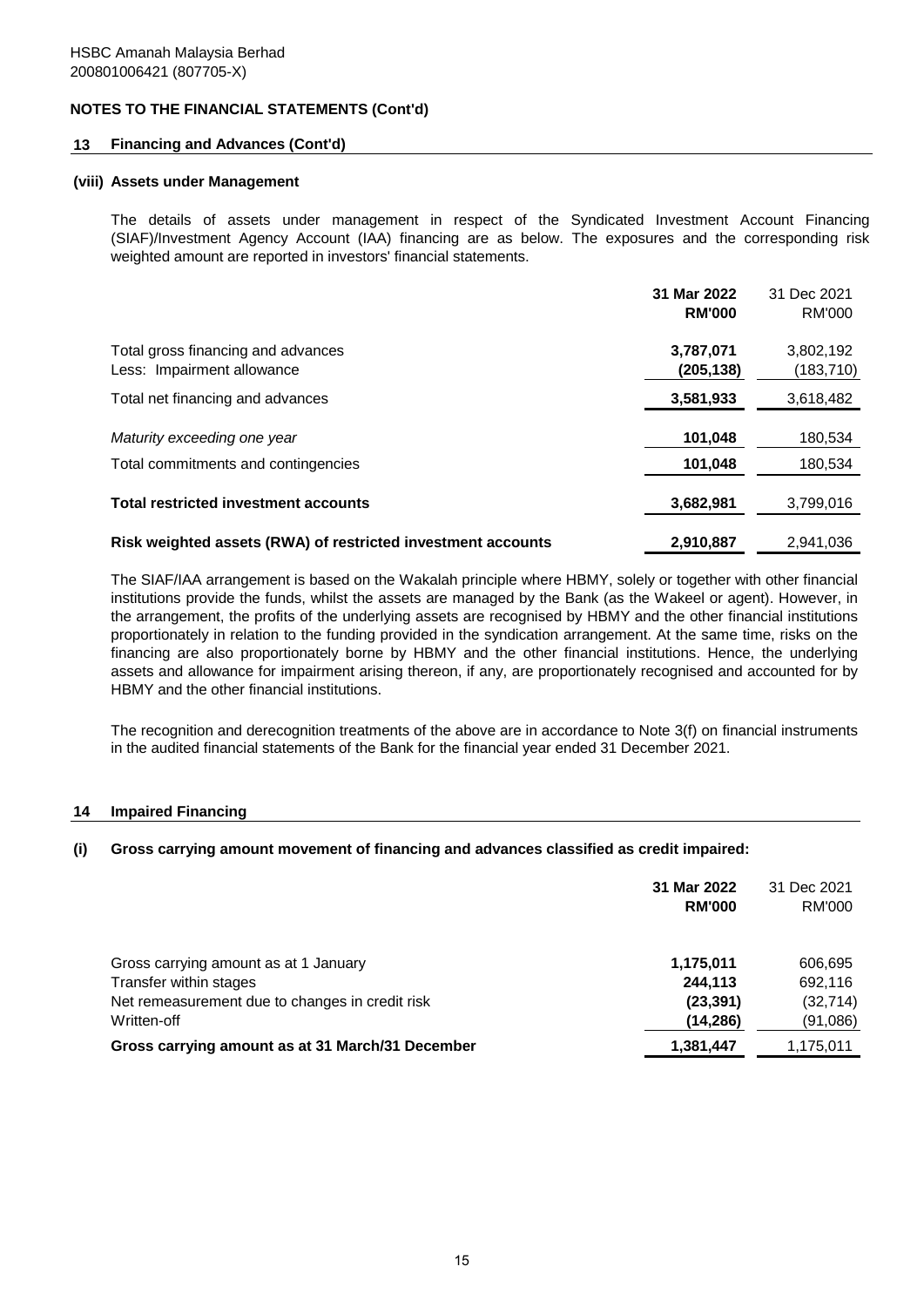HSBC Amanah Malaysia Berhad
200801006421 (807705-X)

## NOTES TO THE FINANCIAL STATEMENTS (Cont'd)

### 13 Financing and Advances (Cont'd)

#### (viii) Assets under Management

The details of assets under management in respect of the Syndicated Investment Account Financing (SIAF)/Investment Agency Account (IAA) financing are as below. The exposures and the corresponding risk weighted amount are reported in investors' financial statements.

| | **31 Mar 2022 RM'000** | 31 Dec 2021 RM'000 |
|---|---|---|
| Total gross financing and advances | **3,787,071** | 3,802,192 |
| Less: Impairment allowance | **(205,138)** | (183,710) |
| Total net financing and advances | **3,581,933** | 3,618,482 |
| *Maturity exceeding one year* | **101,048** | 180,534 |
| Total commitments and contingencies | **101,048** | 180,534 |
| **Total restricted investment accounts** | **3,682,981** | 3,799,016 |
| **Risk weighted assets (RWA) of restricted investment accounts** | **2,910,887** | 2,941,036 |

The SIAF/IAA arrangement is based on the Wakalah principle where HBMY, solely or together with other financial institutions provide the funds, whilst the assets are managed by the Bank (as the Wakeel or agent). However, in the arrangement, the profits of the underlying assets are recognised by HBMY and the other financial institutions proportionately in relation to the funding provided in the syndication arrangement. At the same time, risks on the financing are also proportionately borne by HBMY and the other financial institutions. Hence, the underlying assets and allowance for impairment arising thereon, if any, are proportionately recognised and accounted for by HBMY and the other financial institutions.

The recognition and derecognition treatments of the above are in accordance to Note 3(f) on financial instruments in the audited financial statements of the Bank for the financial year ended 31 December 2021.

### 14 Impaired Financing

#### (i) Gross carrying amount movement of financing and advances classified as credit impaired:

| | **31 Mar 2022 RM'000** | 31 Dec 2021 RM'000 |
|---|---|---|
| Gross carrying amount as at 1 January | **1,175,011** | 606,695 |
| Transfer within stages | **244,113** | 692,116 |
| Net remeasurement due to changes in credit risk | **(23,391)** | (32,714) |
| Written-off | **(14,286)** | (91,086) |
| **Gross carrying amount as at 31 March/31 December** | **1,381,447** | 1,175,011 |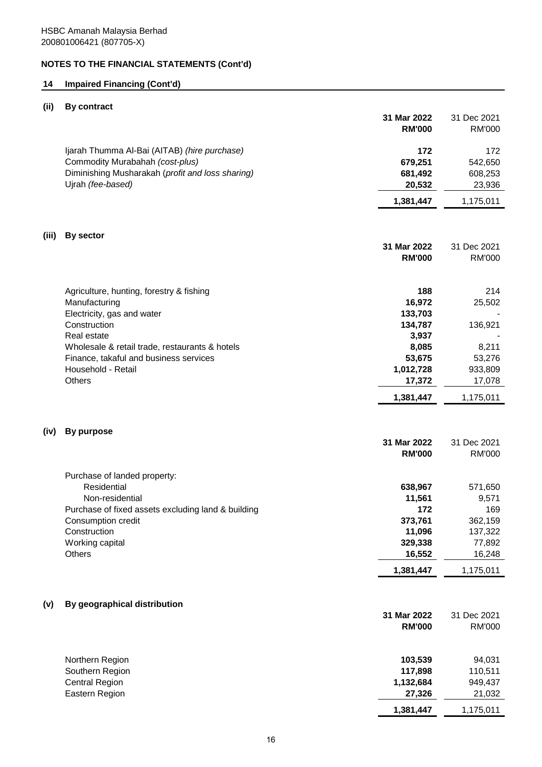HSBC Amanah Malaysia Berhad
200801006421 (807705-X)

## NOTES TO THE FINANCIAL STATEMENTS (Cont'd)

### 14 Impaired Financing (Cont'd)

#### (ii) By contract

| | 31 Mar 2022 RM'000 | 31 Dec 2021 RM'000 |
|---|---|---|
| Ijarah Thumma Al-Bai (AITAB) *(hire purchase)* | 172 | 172 |
| Commodity Murabahah *(cost-plus)* | 679,251 | 542,650 |
| Diminishing Musharakah (*profit and loss sharing)* | 681,492 | 608,253 |
| Ujrah *(fee-based)* | 20,532 | 23,936 |
| | **1,381,447** | 1,175,011 |

#### (iii) By sector

| | 31 Mar 2022 RM'000 | 31 Dec 2021 RM'000 |
|---|---|---|
| Agriculture, hunting, forestry & fishing | 188 | 214 |
| Manufacturing | 16,972 | 25,502 |
| Electricity, gas and water | 133,703 | - |
| Construction | 134,787 | 136,921 |
| Real estate | 3,937 | - |
| Wholesale & retail trade, restaurants & hotels | 8,085 | 8,211 |
| Finance, takaful and business services | 53,675 | 53,276 |
| Household - Retail | 1,012,728 | 933,809 |
| Others | 17,372 | 17,078 |
| | **1,381,447** | 1,175,011 |

#### (iv) By purpose

| | 31 Mar 2022 RM'000 | 31 Dec 2021 RM'000 |
|---|---|---|
| Purchase of landed property: | | |
| Residential | 638,967 | 571,650 |
| Non-residential | 11,561 | 9,571 |
| Purchase of fixed assets excluding land & building | 172 | 169 |
| Consumption credit | 373,761 | 362,159 |
| Construction | 11,096 | 137,322 |
| Working capital | 329,338 | 77,892 |
| Others | 16,552 | 16,248 |
| | **1,381,447** | 1,175,011 |

#### (v) By geographical distribution

| | 31 Mar 2022 RM'000 | 31 Dec 2021 RM'000 |
|---|---|---|
| Northern Region | 103,539 | 94,031 |
| Southern Region | 117,898 | 110,511 |
| Central Region | 1,132,684 | 949,437 |
| Eastern Region | 27,326 | 21,032 |
| | **1,381,447** | 1,175,011 |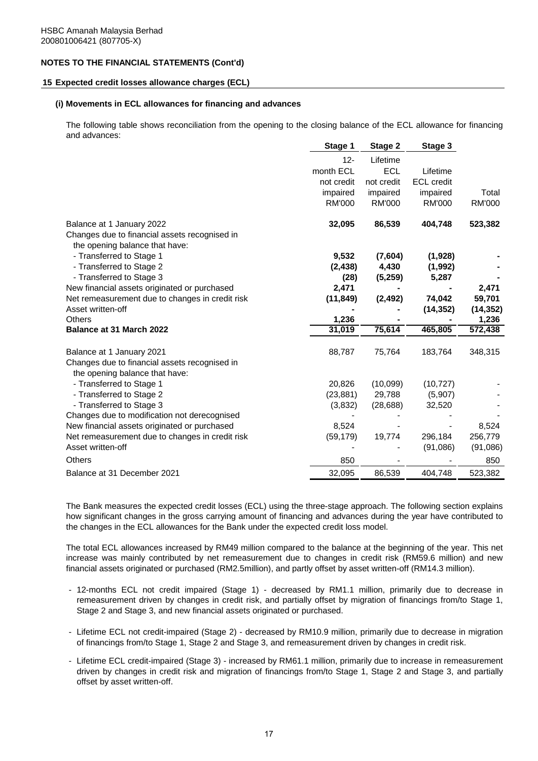HSBC Amanah Malaysia Berhad
200801006421 (807705-X)

## NOTES TO THE FINANCIAL STATEMENTS (Cont'd)

### 15 Expected credit losses allowance charges (ECL)

#### (i) Movements in ECL allowances for financing and advances

The following table shows reconciliation from the opening to the closing balance of the ECL allowance for financing and advances:

| | Stage 1 | Stage 2 | Stage 3 | |
|---|---|---|---|---|
| | 12-month ECL not credit impaired RM'000 | Lifetime ECL not credit impaired RM'000 | Lifetime ECL credit impaired RM'000 | Total RM'000 |
| **Balance at 1 January 2022** | **32,095** | **86,539** | **404,748** | **523,382** |
| Changes due to financial assets recognised in the opening balance that have: | | | | |
| - Transferred to Stage 1 | **9,532** | **(7,604)** | **(1,928)** | **-** |
| - Transferred to Stage 2 | **(2,438)** | **4,430** | **(1,992)** | **-** |
| - Transferred to Stage 3 | **(28)** | **(5,259)** | **5,287** | **-** |
| New financial assets originated or purchased | **2,471** | **-** | **-** | **2,471** |
| Net remeasurement due to changes in credit risk | **(11,849)** | **(2,492)** | **74,042** | **59,701** |
| Asset written-off | **-** | **-** | **(14,352)** | **(14,352)** |
| Others | **1,236** | **-** | **-** | **1,236** |
| **Balance at 31 March 2022** | **31,019** | **75,614** | **465,805** | **572,438** |
| | | | | |
| Balance at 1 January 2021 | 88,787 | 75,764 | 183,764 | 348,315 |
| Changes due to financial assets recognised in the opening balance that have: | | | | |
| - Transferred to Stage 1 | 20,826 | (10,099) | (10,727) | - |
| - Transferred to Stage 2 | (23,881) | 29,788 | (5,907) | - |
| - Transferred to Stage 3 | (3,832) | (28,688) | 32,520 | - |
| Changes due to modification not derecognised | - | - | - | - |
| New financial assets originated or purchased | 8,524 | - | - | 8,524 |
| Net remeasurement due to changes in credit risk | (59,179) | 19,774 | 296,184 | 256,779 |
| Asset written-off | - | - | (91,086) | (91,086) |
| Others | 850 | - | - | 850 |
| Balance at 31 December 2021 | 32,095 | 86,539 | 404,748 | 523,382 |

The Bank measures the expected credit losses (ECL) using the three-stage approach. The following section explains how significant changes in the gross carrying amount of financing and advances during the year have contributed to the changes in the ECL allowances for the Bank under the expected credit loss model.

The total ECL allowances increased by RM49 million compared to the balance at the beginning of the year. This net increase was mainly contributed by net remeasurement due to changes in credit risk (RM59.6 million) and new financial assets originated or purchased (RM2.5million), and partly offset by asset written-off (RM14.3 million).

- 12-months ECL not credit impaired (Stage 1) - decreased by RM1.1 million, primarily due to decrease in remeasurement driven by changes in credit risk, and partially offset by migration of financings from/to Stage 1, Stage 2 and Stage 3, and new financial assets originated or purchased.

- Lifetime ECL not credit-impaired (Stage 2) - decreased by RM10.9 million, primarily due to decrease in migration of financings from/to Stage 1, Stage 2 and Stage 3, and remeasurement driven by changes in credit risk.

- Lifetime ECL credit-impaired (Stage 3) - increased by RM61.1 million, primarily due to increase in remeasurement driven by changes in credit risk and migration of financings from/to Stage 1, Stage 2 and Stage 3, and partially offset by asset written-off.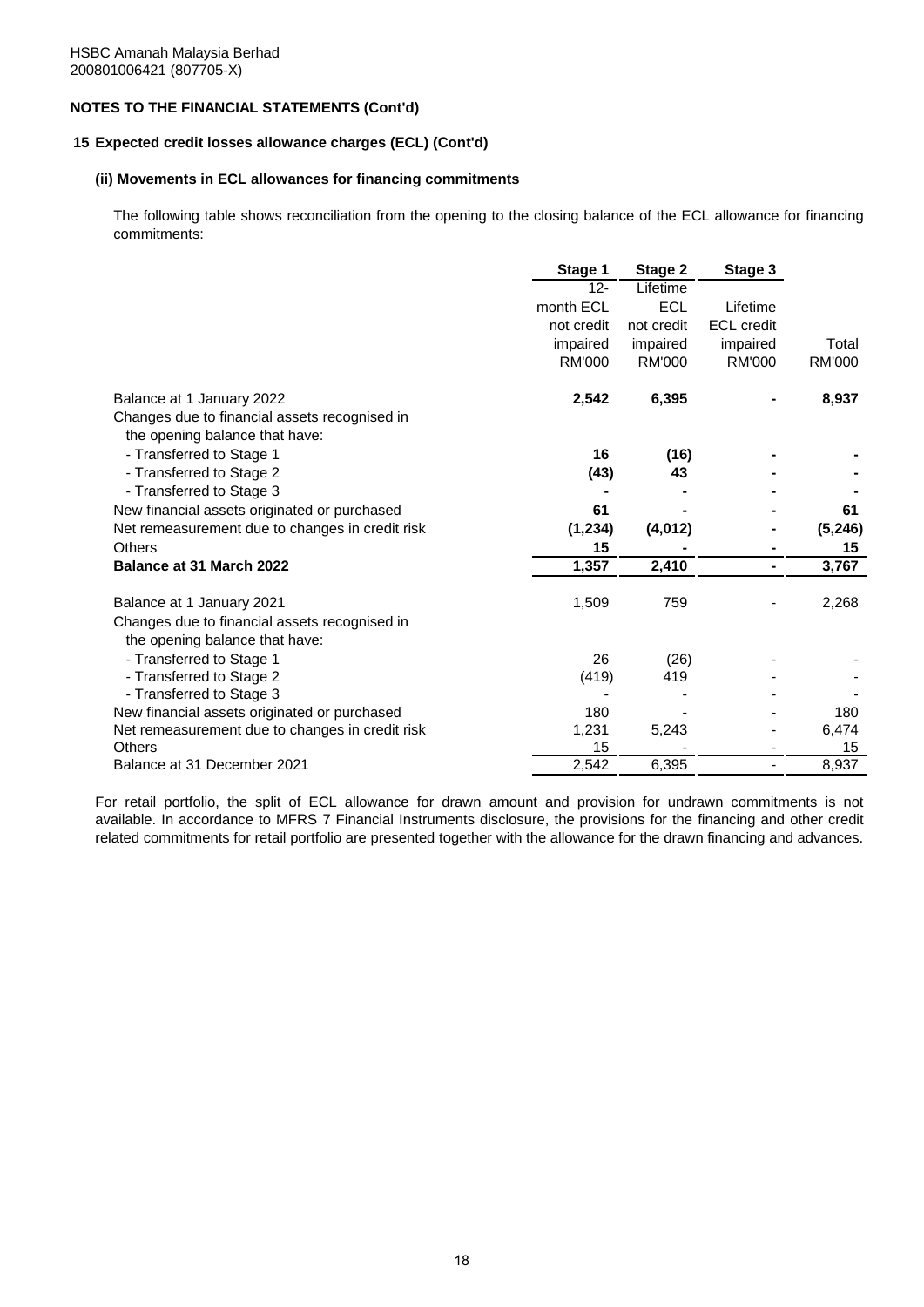HSBC Amanah Malaysia Berhad
200801006421 (807705-X)

## NOTES TO THE FINANCIAL STATEMENTS (Cont'd)

### 15 Expected credit losses allowance charges (ECL) (Cont'd)

#### (ii) Movements in ECL allowances for financing commitments

The following table shows reconciliation from the opening to the closing balance of the ECL allowance for financing commitments:

| | Stage 1 | Stage 2 | Stage 3 | |
|---|---|---|---|---|
| | 12-month ECL not credit impaired RM'000 | Lifetime ECL not credit impaired RM'000 | Lifetime ECL credit impaired RM'000 | Total RM'000 |
| Balance at 1 January 2022 | **2,542** | **6,395** | **-** | **8,937** |
| Changes due to financial assets recognised in the opening balance that have: | | | | |
| - Transferred to Stage 1 | **16** | **(16)** | **-** | **-** |
| - Transferred to Stage 2 | **(43)** | **43** | **-** | **-** |
| - Transferred to Stage 3 | **-** | **-** | **-** | **-** |
| New financial assets originated or purchased | **61** | **-** | **-** | **61** |
| Net remeasurement due to changes in credit risk | **(1,234)** | **(4,012)** | **-** | **(5,246)** |
| Others | **15** | **-** | **-** | **15** |
| **Balance at 31 March 2022** | **1,357** | **2,410** | **-** | **3,767** |
| | | | | |
| Balance at 1 January 2021 | 1,509 | 759 | - | 2,268 |
| Changes due to financial assets recognised in the opening balance that have: | | | | |
| - Transferred to Stage 1 | 26 | (26) | - | - |
| - Transferred to Stage 2 | (419) | 419 | - | - |
| - Transferred to Stage 3 | - | - | - | - |
| New financial assets originated or purchased | 180 | - | - | 180 |
| Net remeasurement due to changes in credit risk | 1,231 | 5,243 | - | 6,474 |
| Others | 15 | - | - | 15 |
| Balance at 31 December 2021 | 2,542 | 6,395 | - | 8,937 |

For retail portfolio, the split of ECL allowance for drawn amount and provision for undrawn commitments is not available. In accordance to MFRS 7 Financial Instruments disclosure, the provisions for the financing and other credit related commitments for retail portfolio are presented together with the allowance for the drawn financing and advances.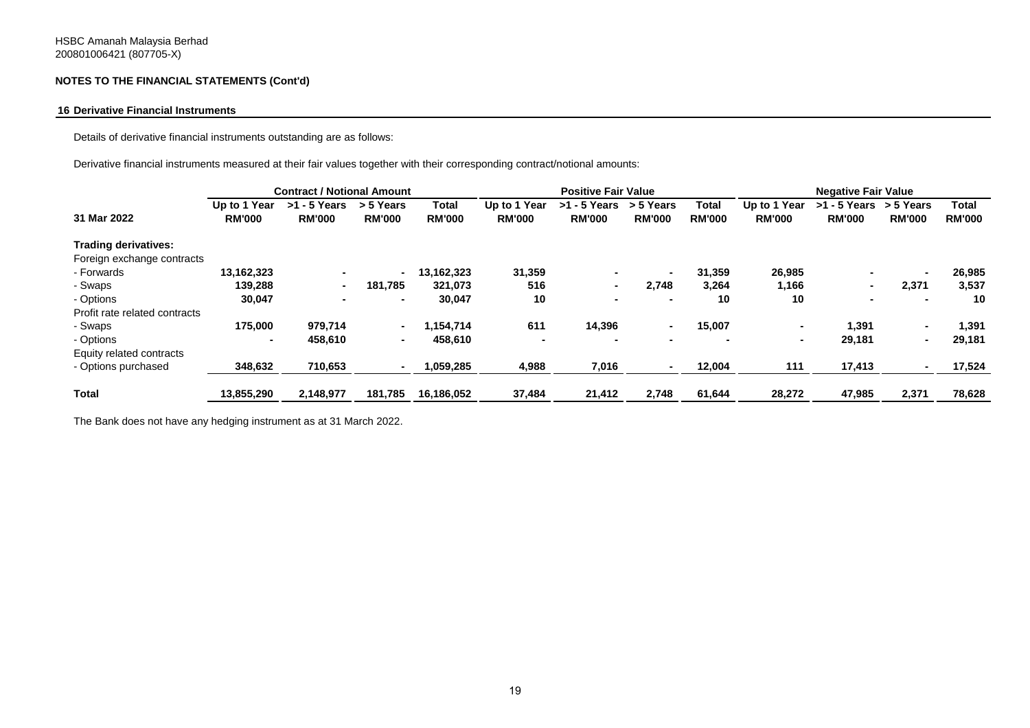HSBC Amanah Malaysia Berhad
200801006421 (807705-X)

## NOTES TO THE FINANCIAL STATEMENTS (Cont'd)

### 16 Derivative Financial Instruments

Details of derivative financial instruments outstanding are as follows:

Derivative financial instruments measured at their fair values together with their corresponding contract/notional amounts:

| | Contract / Notional Amount | | | | Positive Fair Value | | | | Negative Fair Value | | | |
|---|---|---|---|---|---|---|---|---|---|---|---|---|
| **31 Mar 2022** | **Up to 1 Year RM'000** | **>1 - 5 Years RM'000** | **> 5 Years RM'000** | **Total RM'000** | **Up to 1 Year RM'000** | **>1 - 5 Years RM'000** | **> 5 Years RM'000** | **Total RM'000** | **Up to 1 Year RM'000** | **>1 - 5 Years RM'000** | **> 5 Years RM'000** | **Total RM'000** |
| **Trading derivatives:** | | | | | | | | | | | | |
| Foreign exchange contracts | | | | | | | | | | | | |
| - Forwards | 13,162,323 | - | - | 13,162,323 | 31,359 | - | - | 31,359 | 26,985 | - | - | 26,985 |
| - Swaps | 139,288 | - | 181,785 | 321,073 | 516 | - | 2,748 | 3,264 | 1,166 | - | 2,371 | 3,537 |
| - Options | 30,047 | - | - | 30,047 | 10 | - | - | 10 | 10 | - | - | 10 |
| Profit rate related contracts | | | | | | | | | | | | |
| - Swaps | 175,000 | 979,714 | - | 1,154,714 | 611 | 14,396 | - | 15,007 | - | 1,391 | - | 1,391 |
| - Options | - | 458,610 | - | 458,610 | - | - | - | - | - | 29,181 | - | 29,181 |
| Equity related contracts | | | | | | | | | | | | |
| - Options purchased | 348,632 | 710,653 | - | 1,059,285 | 4,988 | 7,016 | - | 12,004 | 111 | 17,413 | - | 17,524 |
| **Total** | **13,855,290** | **2,148,977** | **181,785** | **16,186,052** | **37,484** | **21,412** | **2,748** | **61,644** | **28,272** | **47,985** | **2,371** | **78,628** |

The Bank does not have any hedging instrument as at 31 March 2022.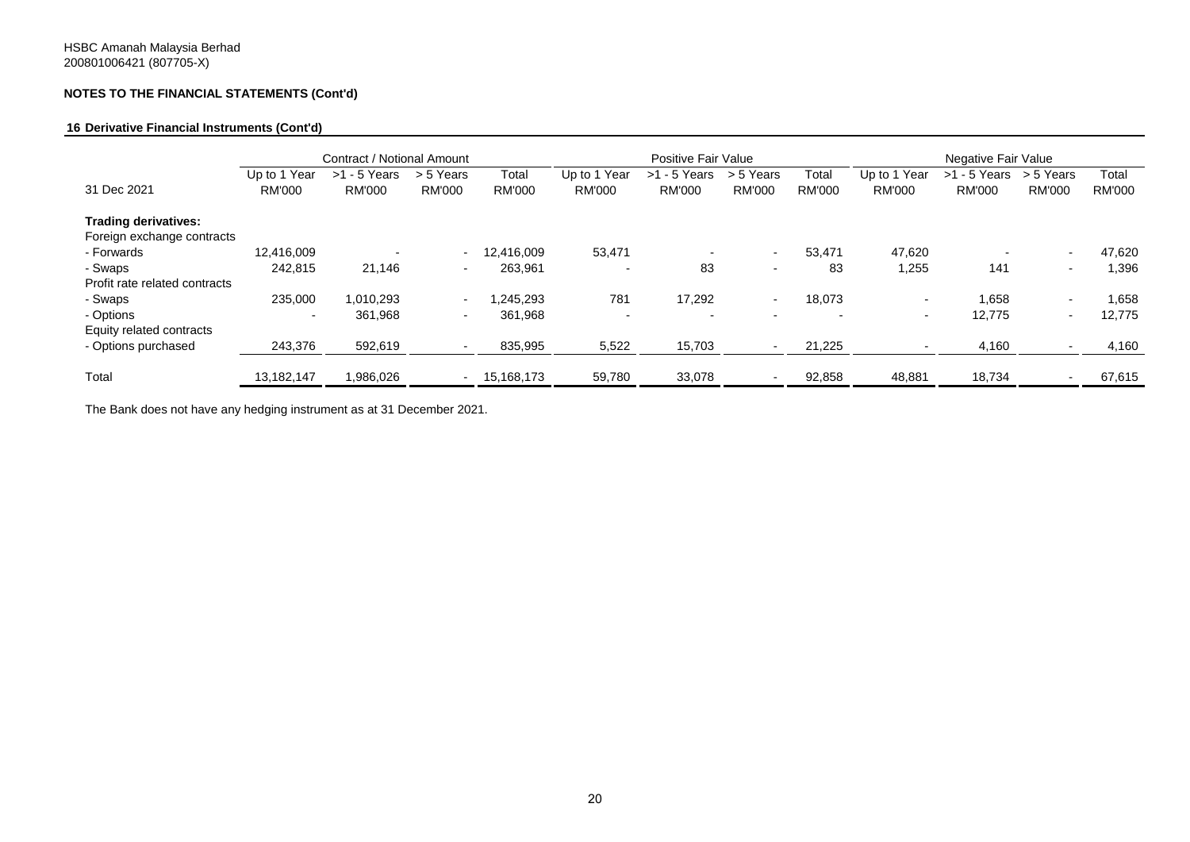HSBC Amanah Malaysia Berhad
200801006421 (807705-X)

**NOTES TO THE FINANCIAL STATEMENTS (Cont'd)**

**16 Derivative Financial Instruments (Cont'd)**

| 31 Dec 2021 | Contract / Notional Amount | | | | Positive Fair Value | | | | Negative Fair Value | | | |
|---|---|---|---|---|---|---|---|---|---|---|---|---|
| | Up to 1 Year RM'000 | >1 - 5 Years RM'000 | > 5 Years RM'000 | Total RM'000 | Up to 1 Year RM'000 | >1 - 5 Years RM'000 | > 5 Years RM'000 | Total RM'000 | Up to 1 Year RM'000 | >1 - 5 Years RM'000 | > 5 Years RM'000 | Total RM'000 |
| **Trading derivatives:** | | | | | | | | | | | | |
| Foreign exchange contracts | | | | | | | | | | | | |
| - Forwards | 12,416,009 | - | - | 12,416,009 | 53,471 | - | - | 53,471 | 47,620 | - | - | 47,620 |
| - Swaps | 242,815 | 21,146 | - | 263,961 | - | 83 | - | 83 | 1,255 | 141 | - | 1,396 |
| Profit rate related contracts | | | | | | | | | | | | |
| - Swaps | 235,000 | 1,010,293 | - | 1,245,293 | 781 | 17,292 | - | 18,073 | - | 1,658 | - | 1,658 |
| - Options | - | 361,968 | - | 361,968 | - | - | - | - | - | 12,775 | - | 12,775 |
| Equity related contracts | | | | | | | | | | | | |
| - Options purchased | 243,376 | 592,619 | - | 835,995 | 5,522 | 15,703 | - | 21,225 | - | 4,160 | - | 4,160 |
| Total | 13,182,147 | 1,986,026 | - | 15,168,173 | 59,780 | 33,078 | - | 92,858 | 48,881 | 18,734 | - | 67,615 |

The Bank does not have any hedging instrument as at 31 December 2021.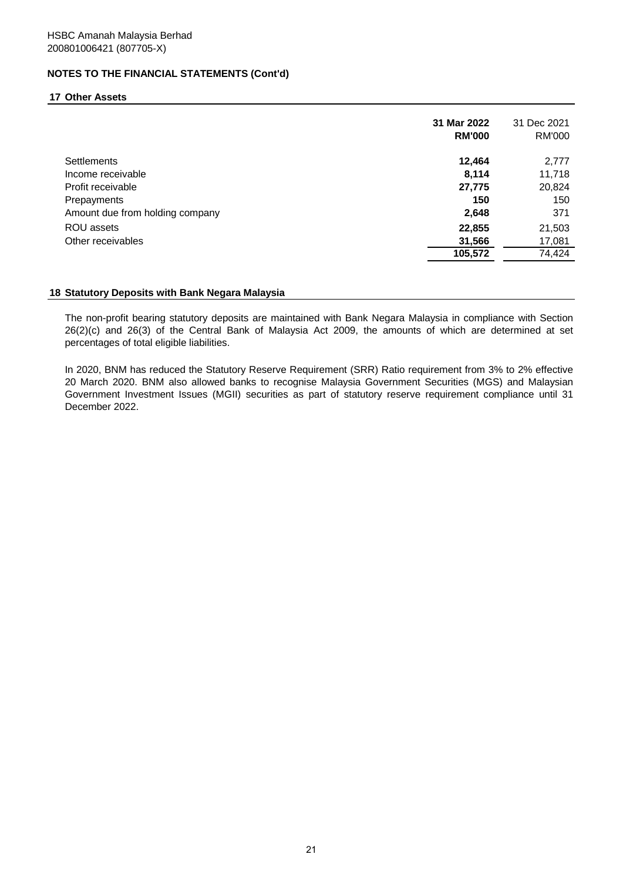HSBC Amanah Malaysia Berhad
200801006421 (807705-X)

## NOTES TO THE FINANCIAL STATEMENTS (Cont'd)

### 17 Other Assets

| | **31 Mar 2022 RM'000** | 31 Dec 2021 RM'000 |
|---|---|---|
| Settlements | **12,464** | 2,777 |
| Income receivable | **8,114** | 11,718 |
| Profit receivable | **27,775** | 20,824 |
| Prepayments | **150** | 150 |
| Amount due from holding company | **2,648** | 371 |
| ROU assets | **22,855** | 21,503 |
| Other receivables | **31,566** | 17,081 |
| | **105,572** | 74,424 |

### 18 Statutory Deposits with Bank Negara Malaysia

The non-profit bearing statutory deposits are maintained with Bank Negara Malaysia in compliance with Section 26(2)(c) and 26(3) of the Central Bank of Malaysia Act 2009, the amounts of which are determined at set percentages of total eligible liabilities.

In 2020, BNM has reduced the Statutory Reserve Requirement (SRR) Ratio requirement from 3% to 2% effective 20 March 2020. BNM also allowed banks to recognise Malaysia Government Securities (MGS) and Malaysian Government Investment Issues (MGII) securities as part of statutory reserve requirement compliance until 31 December 2022.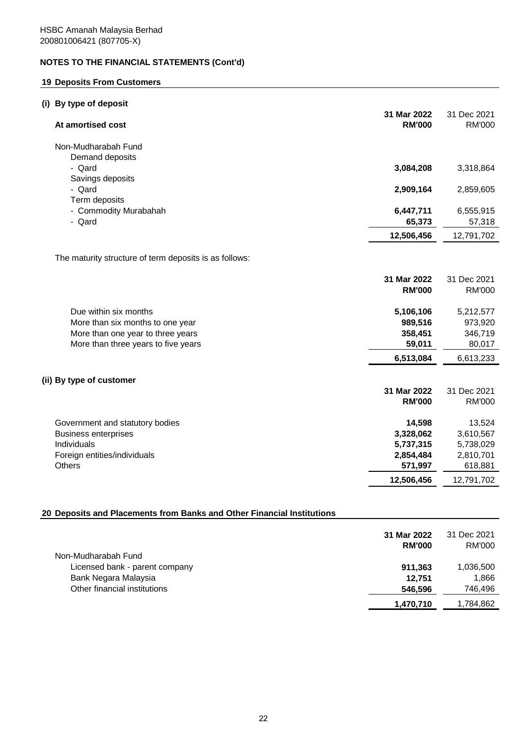HSBC Amanah Malaysia Berhad
200801006421 (807705-X)

## NOTES TO THE FINANCIAL STATEMENTS (Cont'd)

### 19 Deposits From Customers

#### (i) By type of deposit

| At amortised cost | 31 Mar 2022 RM'000 | 31 Dec 2021 RM'000 |
|---|---|---|
| Non-Mudharabah Fund | | |
| Demand deposits | | |
| - Qard | **3,084,208** | 3,318,864 |
| Savings deposits | | |
| - Qard | **2,909,164** | 2,859,605 |
| Term deposits | | |
| - Commodity Murabahah | **6,447,711** | 6,555,915 |
| - Qard | **65,373** | 57,318 |
| | **12,506,456** | 12,791,702 |

The maturity structure of term deposits is as follows:

| | 31 Mar 2022 RM'000 | 31 Dec 2021 RM'000 |
|---|---|---|
| Due within six months | **5,106,106** | 5,212,577 |
| More than six months to one year | **989,516** | 973,920 |
| More than one year to three years | **358,451** | 346,719 |
| More than three years to five years | **59,011** | 80,017 |
| | **6,513,084** | 6,613,233 |

#### (ii) By type of customer

| | 31 Mar 2022 RM'000 | 31 Dec 2021 RM'000 |
|---|---|---|
| Government and statutory bodies | **14,598** | 13,524 |
| Business enterprises | **3,328,062** | 3,610,567 |
| Individuals | **5,737,315** | 5,738,029 |
| Foreign entities/individuals | **2,854,484** | 2,810,701 |
| Others | **571,997** | 618,881 |
| | **12,506,456** | 12,791,702 |

### 20 Deposits and Placements from Banks and Other Financial Institutions

| | 31 Mar 2022 RM'000 | 31 Dec 2021 RM'000 |
|---|---|---|
| Non-Mudharabah Fund | | |
| Licensed bank - parent company | **911,363** | 1,036,500 |
| Bank Negara Malaysia | **12,751** | 1,866 |
| Other financial institutions | **546,596** | 746,496 |
| | **1,470,710** | 1,784,862 |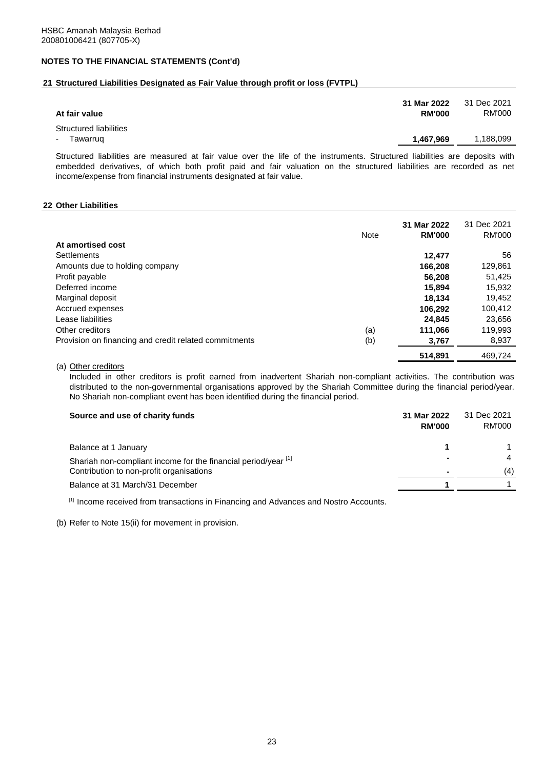HSBC Amanah Malaysia Berhad
200801006421 (807705-X)

## NOTES TO THE FINANCIAL STATEMENTS (Cont'd)

### 21 Structured Liabilities Designated as Fair Value through profit or loss (FVTPL)

| At fair value | **31 Mar 2022 RM'000** | 31 Dec 2021 RM'000 |
|---|---|---|
| Structured liabilities | | |
| - Tawarruq | **1,467,969** | 1,188,099 |

Structured liabilities are measured at fair value over the life of the instruments. Structured liabilities are deposits with embedded derivatives, of which both profit paid and fair valuation on the structured liabilities are recorded as net income/expense from financial instruments designated at fair value.

### 22 Other Liabilities

| | Note | **31 Mar 2022 RM'000** | 31 Dec 2021 RM'000 |
|---|---|---|---|
| **At amortised cost** | | | |
| Settlements | | **12,477** | 56 |
| Amounts due to holding company | | **166,208** | 129,861 |
| Profit payable | | **56,208** | 51,425 |
| Deferred income | | **15,894** | 15,932 |
| Marginal deposit | | **18,134** | 19,452 |
| Accrued expenses | | **106,292** | 100,412 |
| Lease liabilities | | **24,845** | 23,656 |
| Other creditors | (a) | **111,066** | 119,993 |
| Provision on financing and credit related commitments | (b) | **3,767** | 8,937 |
| | | **514,891** | 469,724 |

(a) Other creditors

Included in other creditors is profit earned from inadvertent Shariah non-compliant activities. The contribution was distributed to the non-governmental organisations approved by the Shariah Committee during the financial period/year. No Shariah non-compliant event has been identified during the financial period.

| **Source and use of charity funds** | **31 Mar 2022 RM'000** | 31 Dec 2021 RM'000 |
|---|---|---|
| Balance at 1 January | **1** | 1 |
| Shariah non-compliant income for the financial period/year [1] | **-** | 4 |
| Contribution to non-profit organisations | **-** | (4) |
| Balance at 31 March/31 December | **1** | 1 |

[1] Income received from transactions in Financing and Advances and Nostro Accounts.

(b) Refer to Note 15(ii) for movement in provision.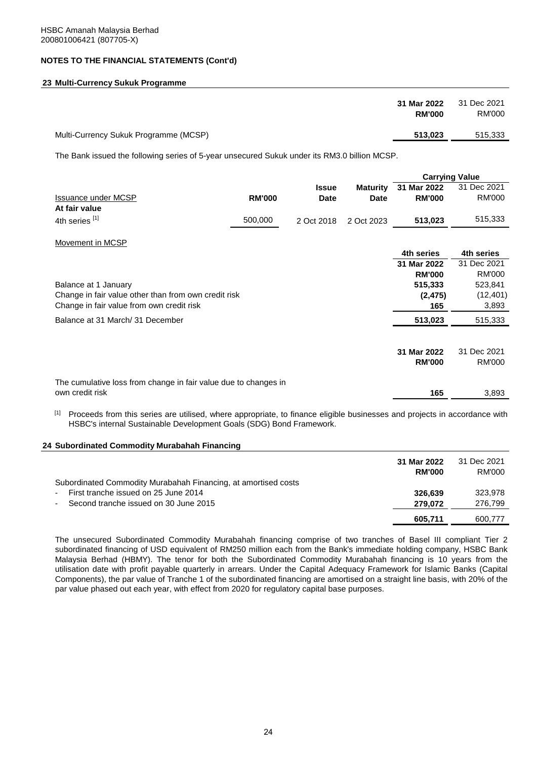HSBC Amanah Malaysia Berhad
200801006421 (807705-X)

## NOTES TO THE FINANCIAL STATEMENTS (Cont'd)

### 23 Multi-Currency Sukuk Programme

| | **31 Mar 2022 RM'000** | 31 Dec 2021 RM'000 |
|---|---|---|
| Multi-Currency Sukuk Programme (MCSP) | **513,023** | 515,333 |

The Bank issued the following series of 5-year unsecured Sukuk under its RM3.0 billion MCSP.

| | | | | Carrying Value | |
|---|---|---|---|---|---|
| Issuance under MCSP | **RM'000** | **Issue Date** | **Maturity Date** | **31 Mar 2022 RM'000** | 31 Dec 2021 RM'000 |
| **At fair value** | | | | | |
| 4th series [1] | 500,000 | 2 Oct 2018 | 2 Oct 2023 | **513,023** | 515,333 |

Movement in MCSP

| | **4th series 31 Mar 2022 RM'000** | **4th series** 31 Dec 2021 RM'000 |
|---|---|---|
| Balance at 1 January | **515,333** | 523,841 |
| Change in fair value other than from own credit risk | **(2,475)** | (12,401) |
| Change in fair value from own credit risk | **165** | 3,893 |
| Balance at 31 March/ 31 December | **513,023** | 515,333 |

| | **31 Mar 2022 RM'000** | 31 Dec 2021 RM'000 |
|---|---|---|
| The cumulative loss from change in fair value due to changes in own credit risk | **165** | 3,893 |

[1] Proceeds from this series are utilised, where appropriate, to finance eligible businesses and projects in accordance with HSBC's internal Sustainable Development Goals (SDG) Bond Framework.

### 24 Subordinated Commodity Murabahah Financing

| | **31 Mar 2022 RM'000** | 31 Dec 2021 RM'000 |
|---|---|---|
| Subordinated Commodity Murabahah Financing, at amortised costs | | |
| - First tranche issued on 25 June 2014 | **326,639** | 323,978 |
| - Second tranche issued on 30 June 2015 | **279,072** | 276,799 |
| | **605,711** | 600,777 |

The unsecured Subordinated Commodity Murabahah financing comprise of two tranches of Basel III compliant Tier 2 subordinated financing of USD equivalent of RM250 million each from the Bank's immediate holding company, HSBC Bank Malaysia Berhad (HBMY). The tenor for both the Subordinated Commodity Murabahah financing is 10 years from the utilisation date with profit payable quarterly in arrears. Under the Capital Adequacy Framework for Islamic Banks (Capital Components), the par value of Tranche 1 of the subordinated financing are amortised on a straight line basis, with 20% of the par value phased out each year, with effect from 2020 for regulatory capital base purposes.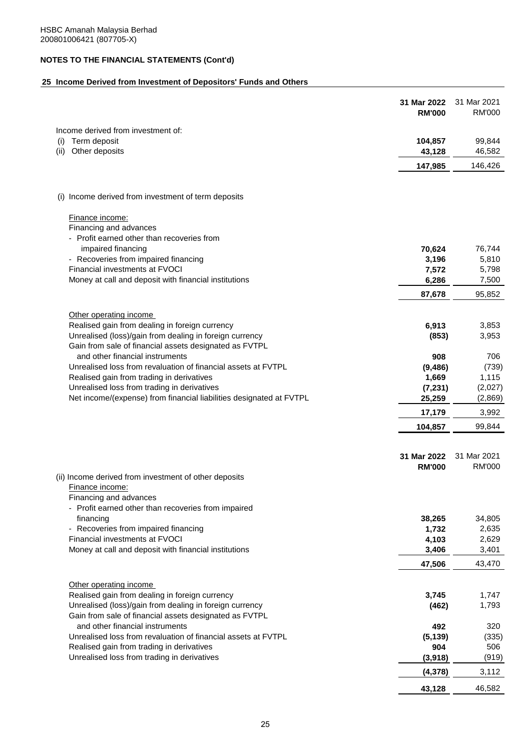HSBC Amanah Malaysia Berhad
200801006421 (807705-X)

**NOTES TO THE FINANCIAL STATEMENTS (Cont'd)**

## 25 Income Derived from Investment of Depositors' Funds and Others

| | 31 Mar 2022 RM'000 | 31 Mar 2021 RM'000 |
|---|---|---|
| Income derived from investment of: | | |
| (i) Term deposit | **104,857** | 99,844 |
| (ii) Other deposits | **43,128** | 46,582 |
| | **147,985** | 146,426 |

| | 31 Mar 2022 RM'000 | 31 Mar 2021 RM'000 |
|---|---|---|
| **(i) Income derived from investment of term deposits** | | |
| Finance income: | | |
| Financing and advances | | |
| - Profit earned other than recoveries from impaired financing | **70,624** | 76,744 |
| - Recoveries from impaired financing | **3,196** | 5,810 |
| Financial investments at FVOCI | **7,572** | 5,798 |
| Money at call and deposit with financial institutions | **6,286** | 7,500 |
| | **87,678** | 95,852 |
| Other operating income | | |
| Realised gain from dealing in foreign currency | **6,913** | 3,853 |
| Unrealised (loss)/gain from dealing in foreign currency | **(853)** | 3,953 |
| Gain from sale of financial assets designated as FVTPL and other financial instruments | **908** | 706 |
| Unrealised loss from revaluation of financial assets at FVTPL | **(9,486)** | (739) |
| Realised gain from trading in derivatives | **1,669** | 1,115 |
| Unrealised loss from trading in derivatives | **(7,231)** | (2,027) |
| Net income/(expense) from financial liabilities designated at FVTPL | **25,259** | (2,869) |
| | **17,179** | 3,992 |
| | **104,857** | 99,844 |

| | 31 Mar 2022 RM'000 | 31 Mar 2021 RM'000 |
|---|---|---|
| **(ii) Income derived from investment of other deposits** | | |
| Finance income: | | |
| Financing and advances | | |
| - Profit earned other than recoveries from impaired financing | **38,265** | 34,805 |
| - Recoveries from impaired financing | **1,732** | 2,635 |
| Financial investments at FVOCI | **4,103** | 2,629 |
| Money at call and deposit with financial institutions | **3,406** | 3,401 |
| | **47,506** | 43,470 |
| Other operating income | | |
| Realised gain from dealing in foreign currency | **3,745** | 1,747 |
| Unrealised (loss)/gain from dealing in foreign currency | **(462)** | 1,793 |
| Gain from sale of financial assets designated as FVTPL and other financial instruments | **492** | 320 |
| Unrealised loss from revaluation of financial assets at FVTPL | **(5,139)** | (335) |
| Realised gain from trading in derivatives | **904** | 506 |
| Unrealised loss from trading in derivatives | **(3,918)** | (919) |
| | **(4,378)** | 3,112 |
| | **43,128** | 46,582 |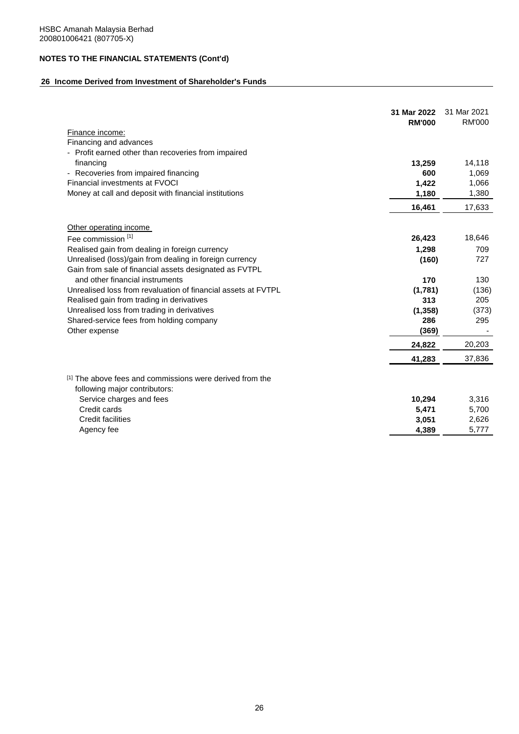HSBC Amanah Malaysia Berhad
200801006421 (807705-X)

**NOTES TO THE FINANCIAL STATEMENTS (Cont'd)**

**26 Income Derived from Investment of Shareholder's Funds**

| | **31 Mar 2022 RM'000** | 31 Mar 2021 RM'000 |
|---|---|---|
| Finance income: | | |
| Financing and advances | | |
| - Profit earned other than recoveries from impaired financing | **13,259** | 14,118 |
| - Recoveries from impaired financing | **600** | 1,069 |
| Financial investments at FVOCI | **1,422** | 1,066 |
| Money at call and deposit with financial institutions | **1,180** | 1,380 |
| | **16,461** | 17,633 |
| Other operating income | | |
| Fee commission [1] | **26,423** | 18,646 |
| Realised gain from dealing in foreign currency | **1,298** | 709 |
| Unrealised (loss)/gain from dealing in foreign currency | **(160)** | 727 |
| Gain from sale of financial assets designated as FVTPL and other financial instruments | **170** | 130 |
| Unrealised loss from revaluation of financial assets at FVTPL | **(1,781)** | (136) |
| Realised gain from trading in derivatives | **313** | 205 |
| Unrealised loss from trading in derivatives | **(1,358)** | (373) |
| Shared-service fees from holding company | **286** | 295 |
| Other expense | **(369)** | - |
| | **24,822** | 20,203 |
| | **41,283** | 37,836 |
| [1] The above fees and commissions were derived from the following major contributors: | | |
| Service charges and fees | **10,294** | 3,316 |
| Credit cards | **5,471** | 5,700 |
| Credit facilities | **3,051** | 2,626 |
| Agency fee | **4,389** | 5,777 |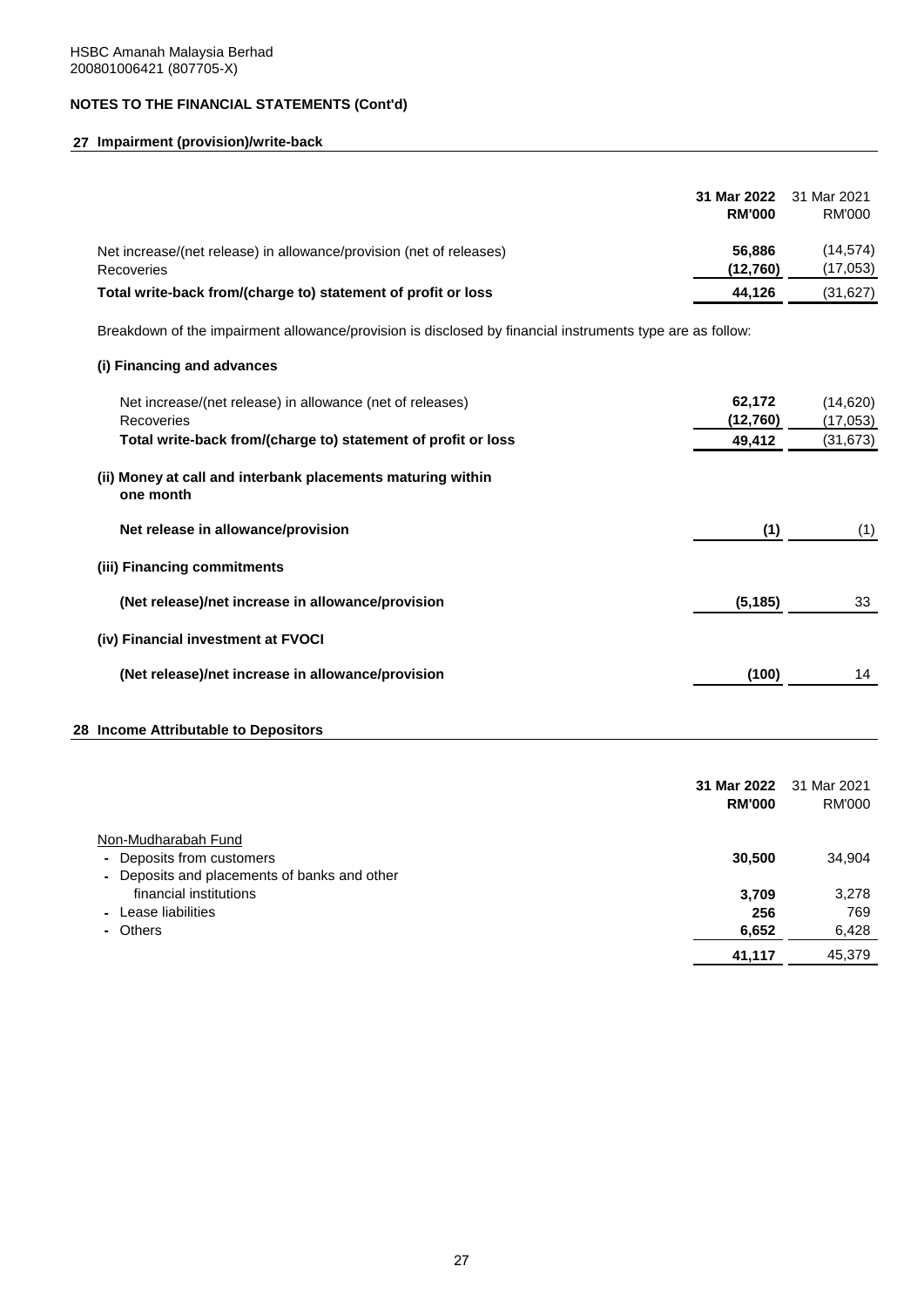HSBC Amanah Malaysia Berhad
200801006421 (807705-X)

## NOTES TO THE FINANCIAL STATEMENTS (Cont'd)

### 27 Impairment (provision)/write-back

| | 31 Mar 2022 RM'000 | 31 Mar 2021 RM'000 |
|---|---|---|
| Net increase/(net release) in allowance/provision (net of releases) | **56,886** | (14,574) |
| Recoveries | **(12,760)** | (17,053) |
| **Total write-back from/(charge to) statement of profit or loss** | **44,126** | (31,627) |

Breakdown of the impairment allowance/provision is disclosed by financial instruments type are as follow:

| | 31 Mar 2022 RM'000 | 31 Mar 2021 RM'000 |
|---|---|---|
| **(i) Financing and advances** | | |
| Net increase/(net release) in allowance (net of releases) | **62,172** | (14,620) |
| Recoveries | **(12,760)** | (17,053) |
| **Total write-back from/(charge to) statement of profit or loss** | **49,412** | (31,673) |
| **(ii) Money at call and interbank placements maturing within one month** | | |
| **Net release in allowance/provision** | **(1)** | (1) |
| **(iii) Financing commitments** | | |
| **(Net release)/net increase in allowance/provision** | **(5,185)** | 33 |
| **(iv) Financial investment at FVOCI** | | |
| **(Net release)/net increase in allowance/provision** | **(100)** | 14 |

### 28 Income Attributable to Depositors

| | 31 Mar 2022 RM'000 | 31 Mar 2021 RM'000 |
|---|---|---|
| Non-Mudharabah Fund | | |
| - Deposits from customers | **30,500** | 34,904 |
| - Deposits and placements of banks and other financial institutions | **3,709** | 3,278 |
| - Lease liabilities | **256** | 769 |
| - Others | **6,652** | 6,428 |
| | **41,117** | 45,379 |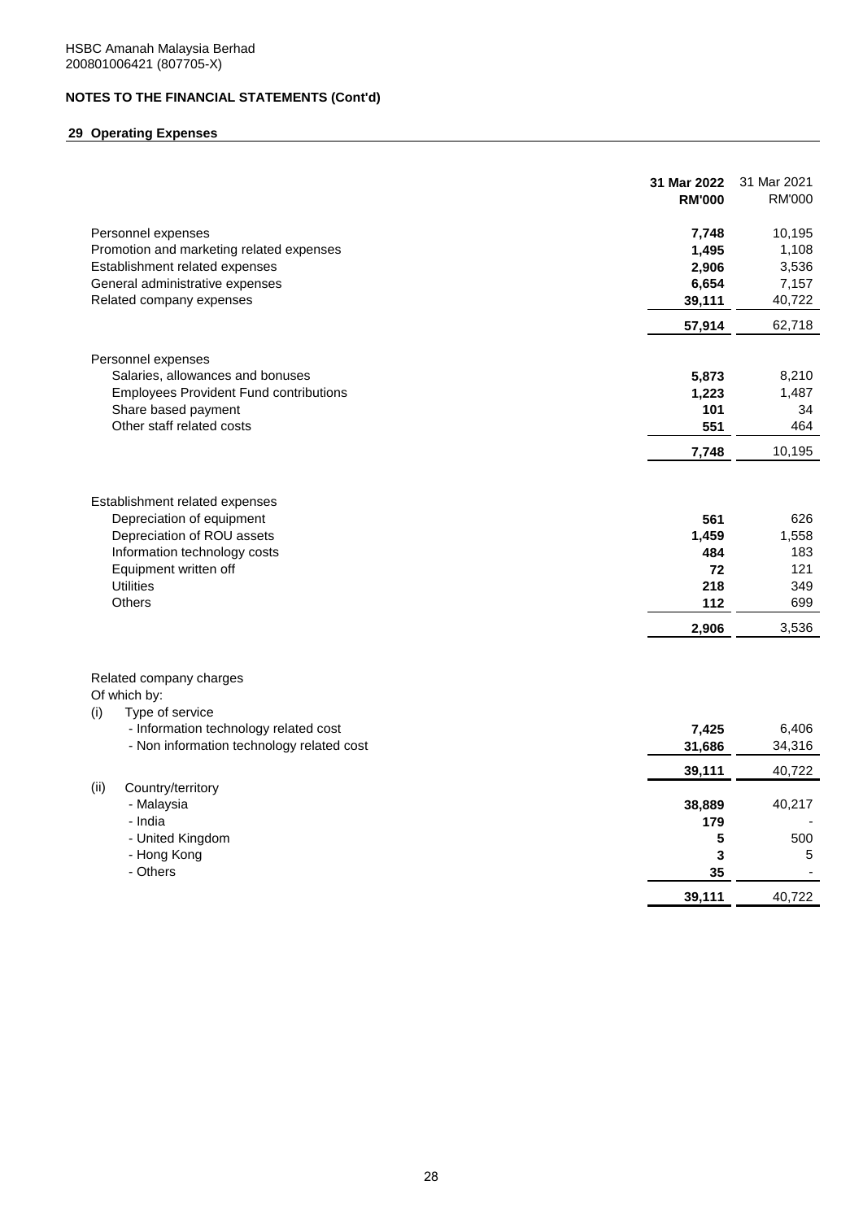HSBC Amanah Malaysia Berhad
200801006421 (807705-X)

## NOTES TO THE FINANCIAL STATEMENTS (Cont'd)

### 29 Operating Expenses

| | **31 Mar 2022 RM'000** | 31 Mar 2021 RM'000 |
|---|---|---|
| Personnel expenses | **7,748** | 10,195 |
| Promotion and marketing related expenses | **1,495** | 1,108 |
| Establishment related expenses | **2,906** | 3,536 |
| General administrative expenses | **6,654** | 7,157 |
| Related company expenses | **39,111** | 40,722 |
| | **57,914** | 62,718 |
| Personnel expenses | | |
| Salaries, allowances and bonuses | **5,873** | 8,210 |
| Employees Provident Fund contributions | **1,223** | 1,487 |
| Share based payment | **101** | 34 |
| Other staff related costs | **551** | 464 |
| | **7,748** | 10,195 |
| Establishment related expenses | | |
| Depreciation of equipment | **561** | 626 |
| Depreciation of ROU assets | **1,459** | 1,558 |
| Information technology costs | **484** | 183 |
| Equipment written off | **72** | 121 |
| Utilities | **218** | 349 |
| Others | **112** | 699 |
| | **2,906** | 3,536 |
| Related company charges | | |
| Of which by: | | |
| (i) Type of service | | |
| - Information technology related cost | **7,425** | 6,406 |
| - Non information technology related cost | **31,686** | 34,316 |
| | **39,111** | 40,722 |
| (ii) Country/territory | | |
| - Malaysia | **38,889** | 40,217 |
| - India | **179** | - |
| - United Kingdom | **5** | 500 |
| - Hong Kong | **3** | 5 |
| - Others | **35** | - |
| | **39,111** | 40,722 |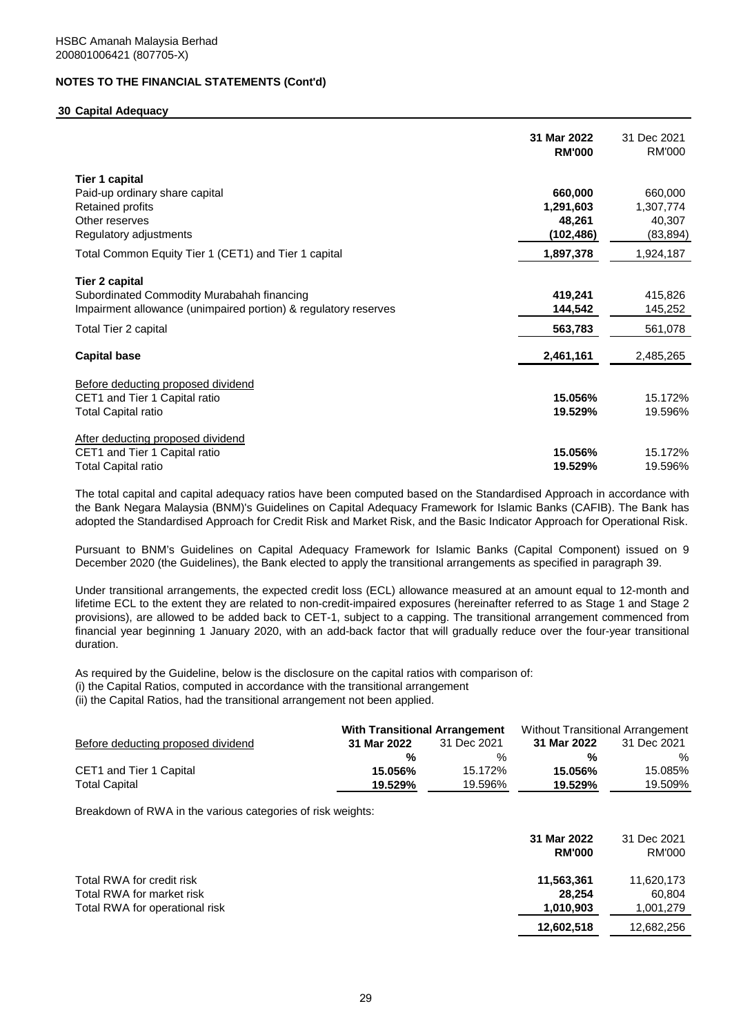HSBC Amanah Malaysia Berhad
200801006421 (807705-X)

**NOTES TO THE FINANCIAL STATEMENTS (Cont'd)**

## 30 Capital Adequacy

| | 31 Mar 2022 RM'000 | 31 Dec 2021 RM'000 |
|---|---|---|
| **Tier 1 capital** | | |
| Paid-up ordinary share capital | **660,000** | 660,000 |
| Retained profits | **1,291,603** | 1,307,774 |
| Other reserves | **48,261** | 40,307 |
| Regulatory adjustments | **(102,486)** | (83,894) |
| Total Common Equity Tier 1 (CET1) and Tier 1 capital | **1,897,378** | 1,924,187 |
| **Tier 2 capital** | | |
| Subordinated Commodity Murabahah financing | **419,241** | 415,826 |
| Impairment allowance (unimpaired portion) & regulatory reserves | **144,542** | 145,252 |
| Total Tier 2 capital | **563,783** | 561,078 |
| **Capital base** | **2,461,161** | 2,485,265 |
| Before deducting proposed dividend | | |
| CET1 and Tier 1 Capital ratio | **15.056%** | 15.172% |
| Total Capital ratio | **19.529%** | 19.596% |
| After deducting proposed dividend | | |
| CET1 and Tier 1 Capital ratio | **15.056%** | 15.172% |
| Total Capital ratio | **19.529%** | 19.596% |

The total capital and capital adequacy ratios have been computed based on the Standardised Approach in accordance with the Bank Negara Malaysia (BNM)'s Guidelines on Capital Adequacy Framework for Islamic Banks (CAFIB). The Bank has adopted the Standardised Approach for Credit Risk and Market Risk, and the Basic Indicator Approach for Operational Risk.

Pursuant to BNM's Guidelines on Capital Adequacy Framework for Islamic Banks (Capital Component) issued on 9 December 2020 (the Guidelines), the Bank elected to apply the transitional arrangements as specified in paragraph 39.

Under transitional arrangements, the expected credit loss (ECL) allowance measured at an amount equal to 12-month and lifetime ECL to the extent they are related to non-credit-impaired exposures (hereinafter referred to as Stage 1 and Stage 2 provisions), are allowed to be added back to CET-1, subject to a capping. The transitional arrangement commenced from financial year beginning 1 January 2020, with an add-back factor that will gradually reduce over the four-year transitional duration.

As required by the Guideline, below is the disclosure on the capital ratios with comparison of:
(i) the Capital Ratios, computed in accordance with the transitional arrangement
(ii) the Capital Ratios, had the transitional arrangement not been applied.

| | **With Transitional Arrangement** | | Without Transitional Arrangement | |
|---|---|---|---|---|
| Before deducting proposed dividend | **31 Mar 2022** | 31 Dec 2021 | **31 Mar 2022** | 31 Dec 2021 |
| | **%** | % | **%** | % |
| CET1 and Tier 1 Capital | **15.056%** | 15.172% | **15.056%** | 15.085% |
| Total Capital | **19.529%** | 19.596% | **19.529%** | 19.509% |

Breakdown of RWA in the various categories of risk weights:

| | 31 Mar 2022 RM'000 | 31 Dec 2021 RM'000 |
|---|---|---|
| Total RWA for credit risk | **11,563,361** | 11,620,173 |
| Total RWA for market risk | **28,254** | 60,804 |
| Total RWA for operational risk | **1,010,903** | 1,001,279 |
| | **12,602,518** | 12,682,256 |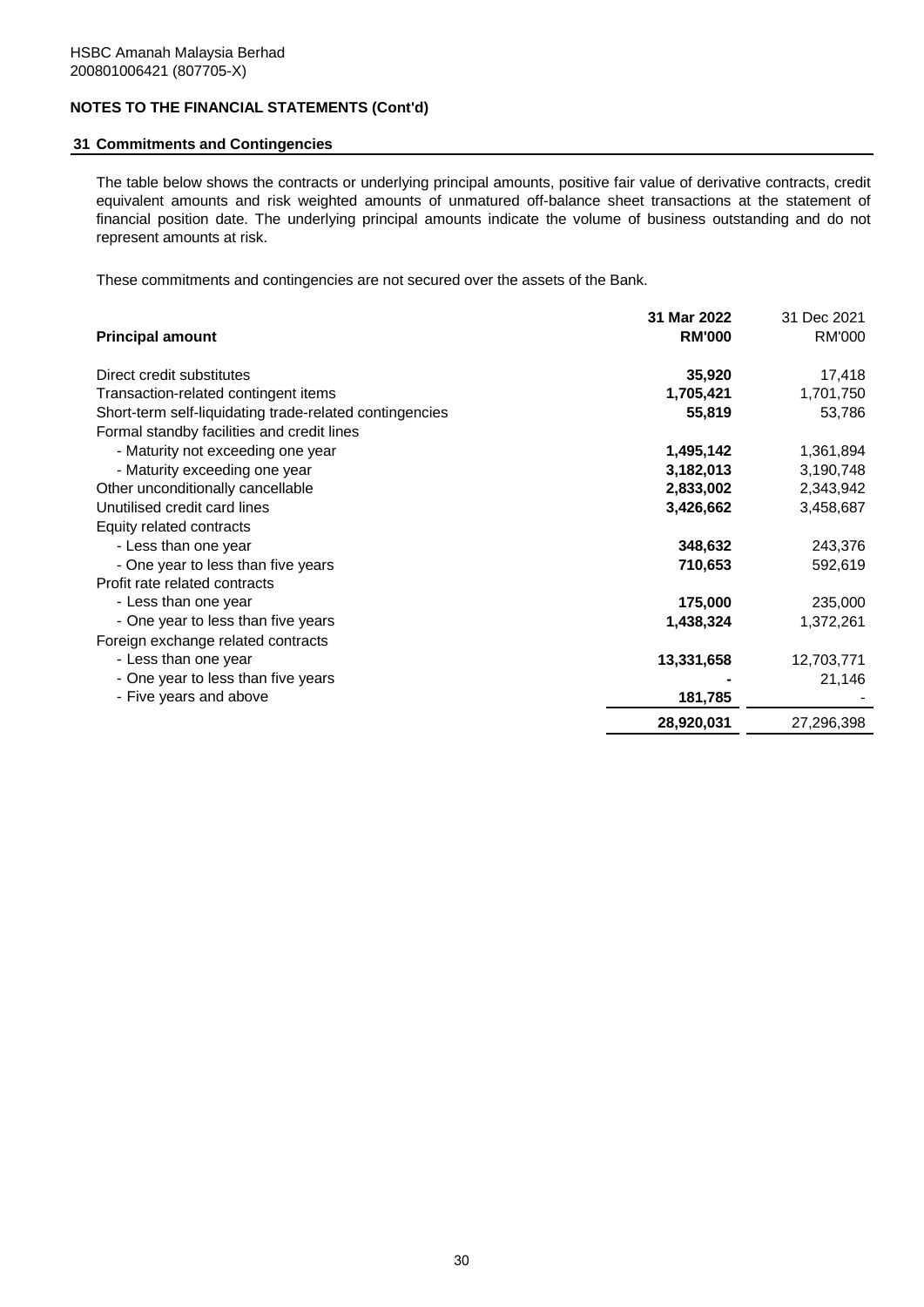HSBC Amanah Malaysia Berhad
200801006421 (807705-X)

**NOTES TO THE FINANCIAL STATEMENTS (Cont'd)**

## 31 Commitments and Contingencies

The table below shows the contracts or underlying principal amounts, positive fair value of derivative contracts, credit equivalent amounts and risk weighted amounts of unmatured off-balance sheet transactions at the statement of financial position date. The underlying principal amounts indicate the volume of business outstanding and do not represent amounts at risk.

These commitments and contingencies are not secured over the assets of the Bank.

| Principal amount | 31 Mar 2022 RM'000 | 31 Dec 2021 RM'000 |
|---|---|---|
| Direct credit substitutes | 35,920 | 17,418 |
| Transaction-related contingent items | 1,705,421 | 1,701,750 |
| Short-term self-liquidating trade-related contingencies | 55,819 | 53,786 |
| Formal standby facilities and credit lines | | |
| - Maturity not exceeding one year | 1,495,142 | 1,361,894 |
| - Maturity exceeding one year | 3,182,013 | 3,190,748 |
| Other unconditionally cancellable | 2,833,002 | 2,343,942 |
| Unutilised credit card lines | 3,426,662 | 3,458,687 |
| Equity related contracts | | |
| - Less than one year | 348,632 | 243,376 |
| - One year to less than five years | 710,653 | 592,619 |
| Profit rate related contracts | | |
| - Less than one year | 175,000 | 235,000 |
| - One year to less than five years | 1,438,324 | 1,372,261 |
| Foreign exchange related contracts | | |
| - Less than one year | 13,331,658 | 12,703,771 |
| - One year to less than five years | - | 21,146 |
| - Five years and above | 181,785 | - |
| | 28,920,031 | 27,296,398 |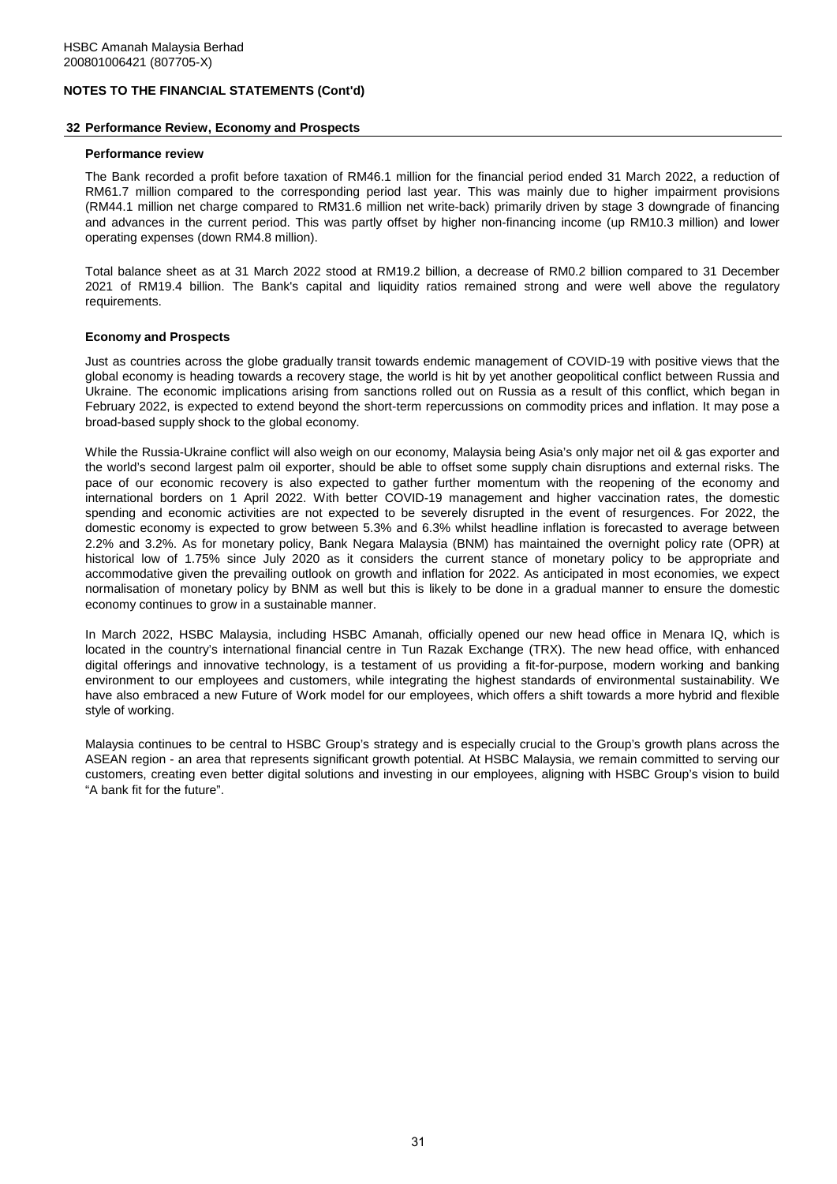## 32 Performance Review, Economy and Prospects

### Performance review

The Bank recorded a profit before taxation of RM46.1 million for the financial period ended 31 March 2022, a reduction of RM61.7 million compared to the corresponding period last year. This was mainly due to higher impairment provisions (RM44.1 million net charge compared to RM31.6 million net write-back) primarily driven by stage 3 downgrade of financing and advances in the current period. This was partly offset by higher non-financing income (up RM10.3 million) and lower operating expenses (down RM4.8 million).

Total balance sheet as at 31 March 2022 stood at RM19.2 billion, a decrease of RM0.2 billion compared to 31 December 2021 of RM19.4 billion. The Bank's capital and liquidity ratios remained strong and were well above the regulatory requirements.

### Economy and Prospects

Just as countries across the globe gradually transit towards endemic management of COVID-19 with positive views that the global economy is heading towards a recovery stage, the world is hit by yet another geopolitical conflict between Russia and Ukraine. The economic implications arising from sanctions rolled out on Russia as a result of this conflict, which began in February 2022, is expected to extend beyond the short-term repercussions on commodity prices and inflation. It may pose a broad-based supply shock to the global economy.

While the Russia-Ukraine conflict will also weigh on our economy, Malaysia being Asia's only major net oil & gas exporter and the world's second largest palm oil exporter, should be able to offset some supply chain disruptions and external risks. The pace of our economic recovery is also expected to gather further momentum with the reopening of the economy and international borders on 1 April 2022. With better COVID-19 management and higher vaccination rates, the domestic spending and economic activities are not expected to be severely disrupted in the event of resurgences. For 2022, the domestic economy is expected to grow between 5.3% and 6.3% whilst headline inflation is forecasted to average between 2.2% and 3.2%. As for monetary policy, Bank Negara Malaysia (BNM) has maintained the overnight policy rate (OPR) at historical low of 1.75% since July 2020 as it considers the current stance of monetary policy to be appropriate and accommodative given the prevailing outlook on growth and inflation for 2022. As anticipated in most economies, we expect normalisation of monetary policy by BNM as well but this is likely to be done in a gradual manner to ensure the domestic economy continues to grow in a sustainable manner.

In March 2022, HSBC Malaysia, including HSBC Amanah, officially opened our new head office in Menara IQ, which is located in the country's international financial centre in Tun Razak Exchange (TRX). The new head office, with enhanced digital offerings and innovative technology, is a testament of us providing a fit-for-purpose, modern working and banking environment to our employees and customers, while integrating the highest standards of environmental sustainability. We have also embraced a new Future of Work model for our employees, which offers a shift towards a more hybrid and flexible style of working.

Malaysia continues to be central to HSBC Group's strategy and is especially crucial to the Group's growth plans across the ASEAN region - an area that represents significant growth potential. At HSBC Malaysia, we remain committed to serving our customers, creating even better digital solutions and investing in our employees, aligning with HSBC Group's vision to build "A bank fit for the future".